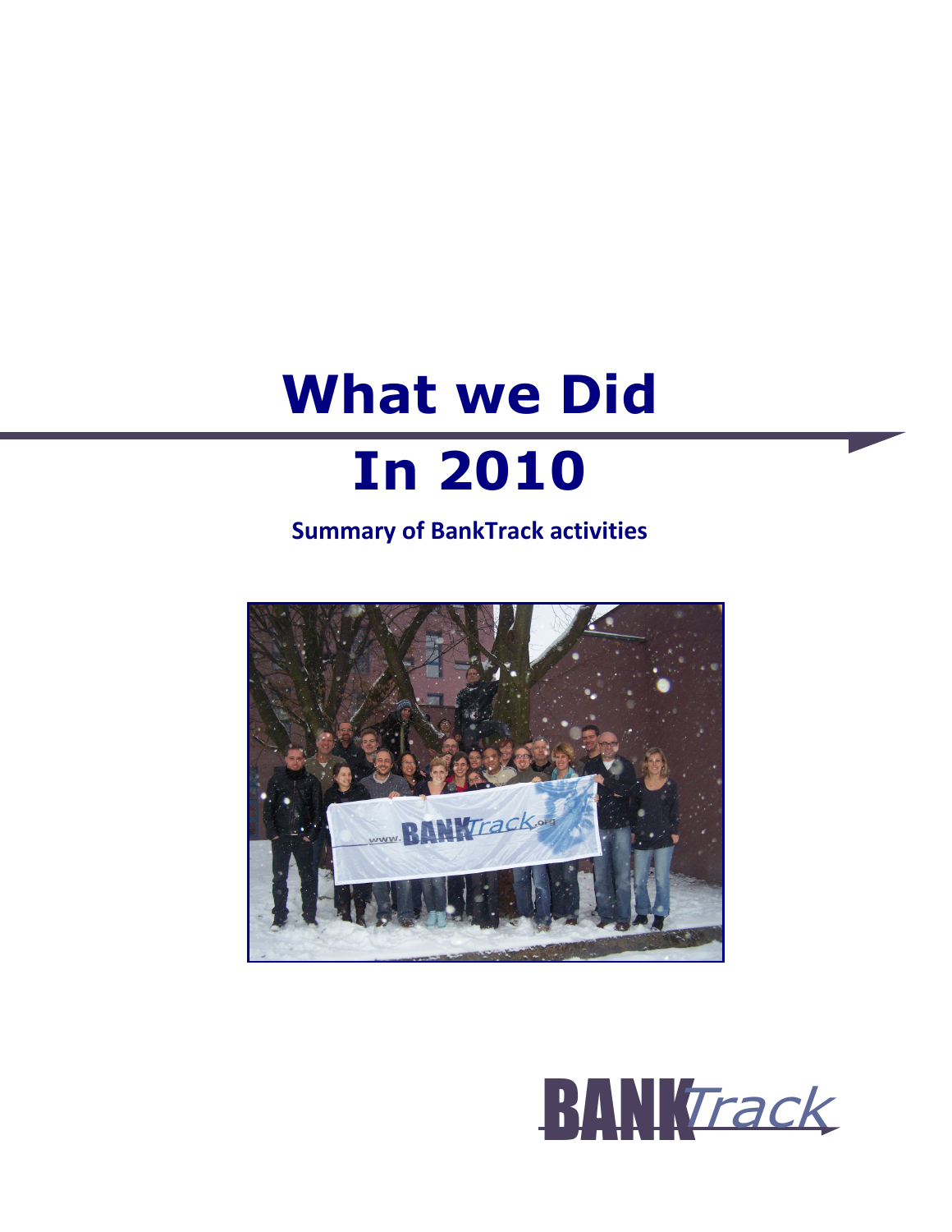# What we Did

# In 2010

**Summary of BankTrack activities**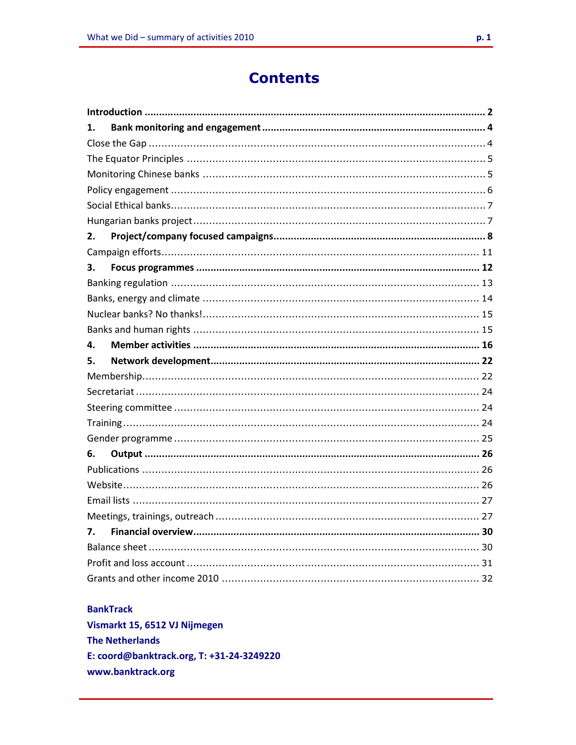# Contents

**Introduction** ...... **2**

**1. Bank monitoring and engagement** ...... **4**

Close the Gap ...... 4

The Equator Principles ...... 5

Monitoring Chinese banks ...... 5

Policy engagement ...... 6

Social Ethical banks ...... 7

Hungarian banks project ...... 7

**2. Project/company focused campaigns** ...... **8**

Campaign efforts ...... 11

**3. Focus programmes** ...... **12**

Banking regulation ...... 13

Banks, energy and climate ...... 14

Nuclear banks? No thanks! ...... 15

Banks and human rights ...... 15

**4. Member activities** ...... **16**

**5. Network development** ...... **22**

Membership ...... 22

Secretariat ...... 24

Steering committee ...... 24

Training ...... 24

Gender programme ...... 25

**6. Output** ...... **26**

Publications ...... 26

Website ...... 26

Email lists ...... 27

Meetings, trainings, outreach ...... 27

**7. Financial overview** ...... **30**

Balance sheet ...... 30

Profit and loss account ...... 31

Grants and other income 2010 ...... 32

**BankTrack**
**Vismarkt 15, 6512 VJ Nijmegen**
**The Netherlands**
**E: coord@banktrack.org, T: +31-24-3249220**
**www.banktrack.org**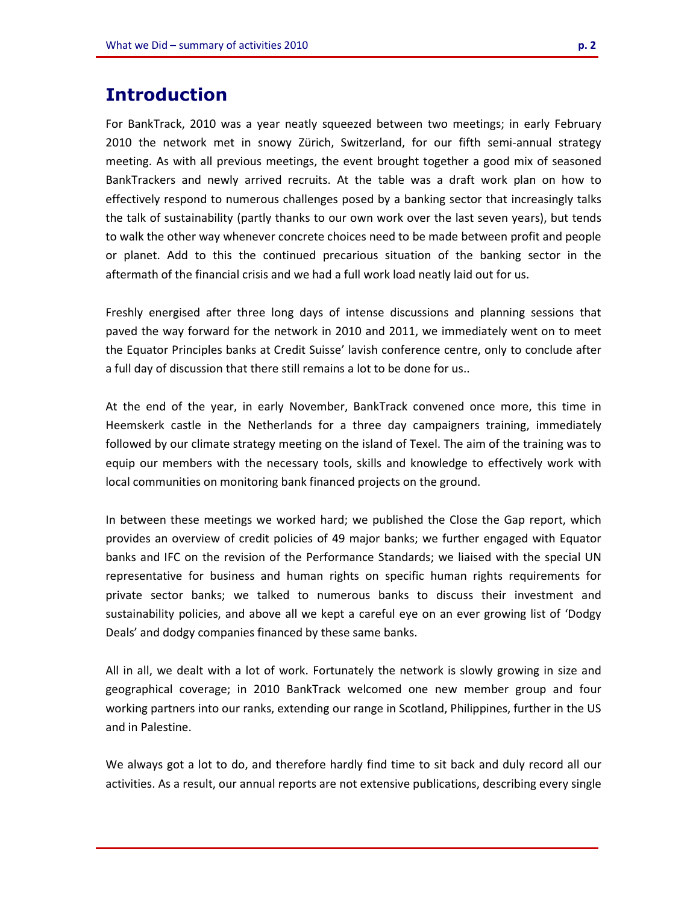# Introduction

For BankTrack, 2010 was a year neatly squeezed between two meetings; in early February 2010 the network met in snowy Zürich, Switzerland, for our fifth semi-annual strategy meeting. As with all previous meetings, the event brought together a good mix of seasoned BankTrackers and newly arrived recruits. At the table was a draft work plan on how to effectively respond to numerous challenges posed by a banking sector that increasingly talks the talk of sustainability (partly thanks to our own work over the last seven years), but tends to walk the other way whenever concrete choices need to be made between profit and people or planet. Add to this the continued precarious situation of the banking sector in the aftermath of the financial crisis and we had a full work load neatly laid out for us.

Freshly energised after three long days of intense discussions and planning sessions that paved the way forward for the network in 2010 and 2011, we immediately went on to meet the Equator Principles banks at Credit Suisse' lavish conference centre, only to conclude after a full day of discussion that there still remains a lot to be done for us..

At the end of the year, in early November, BankTrack convened once more, this time in Heemskerk castle in the Netherlands for a three day campaigners training, immediately followed by our climate strategy meeting on the island of Texel. The aim of the training was to equip our members with the necessary tools, skills and knowledge to effectively work with local communities on monitoring bank financed projects on the ground.

In between these meetings we worked hard; we published the Close the Gap report, which provides an overview of credit policies of 49 major banks; we further engaged with Equator banks and IFC on the revision of the Performance Standards; we liaised with the special UN representative for business and human rights on specific human rights requirements for private sector banks; we talked to numerous banks to discuss their investment and sustainability policies, and above all we kept a careful eye on an ever growing list of 'Dodgy Deals' and dodgy companies financed by these same banks.

All in all, we dealt with a lot of work. Fortunately the network is slowly growing in size and geographical coverage; in 2010 BankTrack welcomed one new member group and four working partners into our ranks, extending our range in Scotland, Philippines, further in the US and in Palestine.

We always got a lot to do, and therefore hardly find time to sit back and duly record all our activities. As a result, our annual reports are not extensive publications, describing every single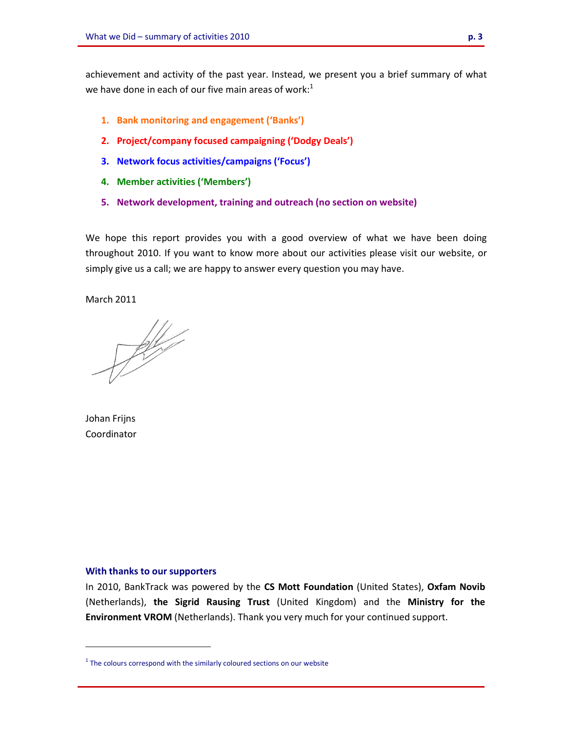achievement and activity of the past year. Instead, we present you a brief summary of what we have done in each of our five main areas of work:[1]

1. **Bank monitoring and engagement ('Banks')**
2. **Project/company focused campaigning ('Dodgy Deals')**
3. **Network focus activities/campaigns ('Focus')**
4. **Member activities ('Members')**
5. **Network development, training and outreach (no section on website)**

We hope this report provides you with a good overview of what we have been doing throughout 2010. If you want to know more about our activities please visit our website, or simply give us a call; we are happy to answer every question you may have.

March 2011

Johan Frijns
Coordinator

### With thanks to our supporters

In 2010, BankTrack was powered by the **CS Mott Foundation** (United States), **Oxfam Novib** (Netherlands), **the Sigrid Rausing Trust** (United Kingdom) and the **Ministry for the Environment VROM** (Netherlands). Thank you very much for your continued support.

[1] The colours correspond with the similarly coloured sections on our website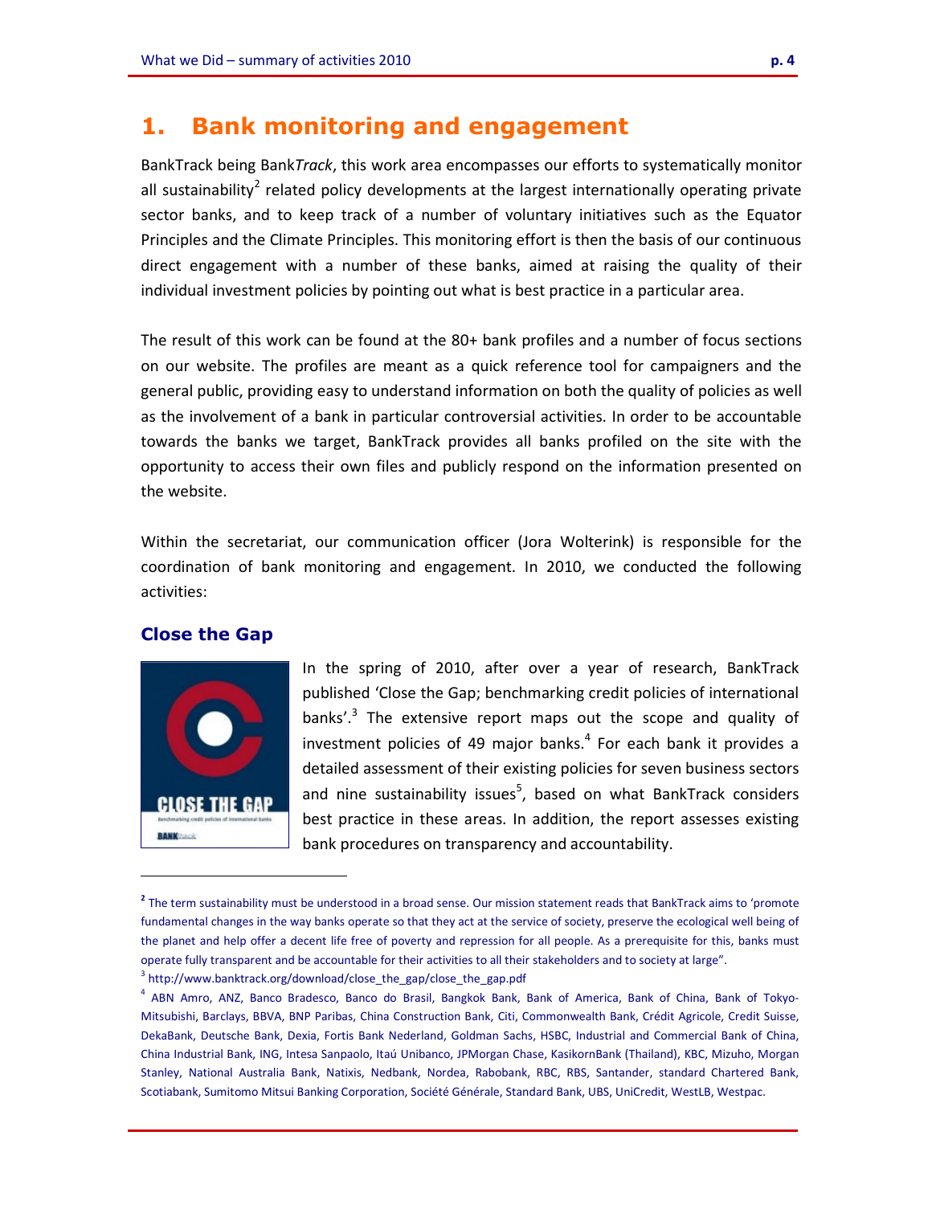# 1. Bank monitoring and engagement

BankTrack being Bank*Track*, this work area encompasses our efforts to systematically monitor all sustainability[2] related policy developments at the largest internationally operating private sector banks, and to keep track of a number of voluntary initiatives such as the Equator Principles and the Climate Principles. This monitoring effort is then the basis of our continuous direct engagement with a number of these banks, aimed at raising the quality of their individual investment policies by pointing out what is best practice in a particular area.

The result of this work can be found at the 80+ bank profiles and a number of focus sections on our website. The profiles are meant as a quick reference tool for campaigners and the general public, providing easy to understand information on both the quality of policies as well as the involvement of a bank in particular controversial activities. In order to be accountable towards the banks we target, BankTrack provides all banks profiled on the site with the opportunity to access their own files and publicly respond on the information presented on the website.

Within the secretariat, our communication officer (Jora Wolterink) is responsible for the coordination of bank monitoring and engagement. In 2010, we conducted the following activities:

### Close the Gap

In the spring of 2010, after over a year of research, BankTrack published 'Close the Gap; benchmarking credit policies of international banks'.[3] The extensive report maps out the scope and quality of investment policies of 49 major banks.[4] For each bank it provides a detailed assessment of their existing policies for seven business sectors and nine sustainability issues[5], based on what BankTrack considers best practice in these areas. In addition, the report assesses existing bank procedures on transparency and accountability.

---

[2] The term sustainability must be understood in a broad sense. Our mission statement reads that BankTrack aims to 'promote fundamental changes in the way banks operate so that they act at the service of society, preserve the ecological well being of the planet and help offer a decent life free of poverty and repression for all people. As a prerequisite for this, banks must operate fully transparent and be accountable for their activities to all their stakeholders and to society at large".

[3] http://www.banktrack.org/download/close_the_gap/close_the_gap.pdf

[4] ABN Amro, ANZ, Banco Bradesco, Banco do Brasil, Bangkok Bank, Bank of America, Bank of China, Bank of Tokyo-Mitsubishi, Barclays, BBVA, BNP Paribas, China Construction Bank, Citi, Commonwealth Bank, Crédit Agricole, Credit Suisse, DekaBank, Deutsche Bank, Dexia, Fortis Bank Nederland, Goldman Sachs, HSBC, Industrial and Commercial Bank of China, China Industrial Bank, ING, Intesa Sanpaolo, Itaú Unibanco, JPMorgan Chase, KasikornBank (Thailand), KBC, Mizuho, Morgan Stanley, National Australia Bank, Natixis, Nedbank, Nordea, Rabobank, RBC, RBS, Santander, standard Chartered Bank, Scotiabank, Sumitomo Mitsui Banking Corporation, Société Générale, Standard Bank, UBS, UniCredit, WestLB, Westpac.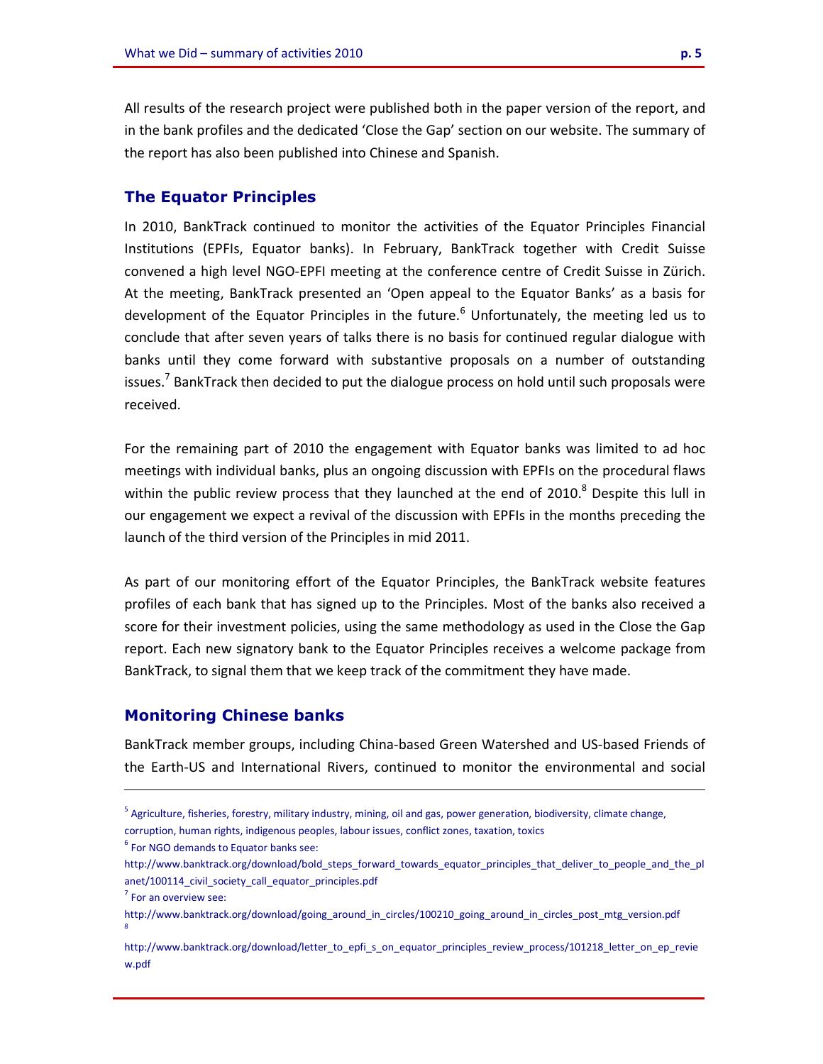All results of the research project were published both in the paper version of the report, and in the bank profiles and the dedicated 'Close the Gap' section on our website. The summary of the report has also been published into Chinese and Spanish.

## The Equator Principles

In 2010, BankTrack continued to monitor the activities of the Equator Principles Financial Institutions (EPFIs, Equator banks). In February, BankTrack together with Credit Suisse convened a high level NGO-EPFI meeting at the conference centre of Credit Suisse in Zürich. At the meeting, BankTrack presented an 'Open appeal to the Equator Banks' as a basis for development of the Equator Principles in the future.[6] Unfortunately, the meeting led us to conclude that after seven years of talks there is no basis for continued regular dialogue with banks until they come forward with substantive proposals on a number of outstanding issues.[7] BankTrack then decided to put the dialogue process on hold until such proposals were received.

For the remaining part of 2010 the engagement with Equator banks was limited to ad hoc meetings with individual banks, plus an ongoing discussion with EPFIs on the procedural flaws within the public review process that they launched at the end of 2010.[8] Despite this lull in our engagement we expect a revival of the discussion with EPFIs in the months preceding the launch of the third version of the Principles in mid 2011.

As part of our monitoring effort of the Equator Principles, the BankTrack website features profiles of each bank that has signed up to the Principles. Most of the banks also received a score for their investment policies, using the same methodology as used in the Close the Gap report. Each new signatory bank to the Equator Principles receives a welcome package from BankTrack, to signal them that we keep track of the commitment they have made.

## Monitoring Chinese banks

BankTrack member groups, including China-based Green Watershed and US-based Friends of the Earth-US and International Rivers, continued to monitor the environmental and social

---

[5] Agriculture, fisheries, forestry, military industry, mining, oil and gas, power generation, biodiversity, climate change, corruption, human rights, indigenous peoples, labour issues, conflict zones, taxation, toxics

[6] For NGO demands to Equator banks see: http://www.banktrack.org/download/bold_steps_forward_towards_equator_principles_that_deliver_to_people_and_the_planet/100114_civil_society_call_equator_principles.pdf

[7] For an overview see: http://www.banktrack.org/download/going_around_in_circles/100210_going_around_in_circles_post_mtg_version.pdf

[8] http://www.banktrack.org/download/letter_to_epfi_s_on_equator_principles_review_process/101218_letter_on_ep_review.pdf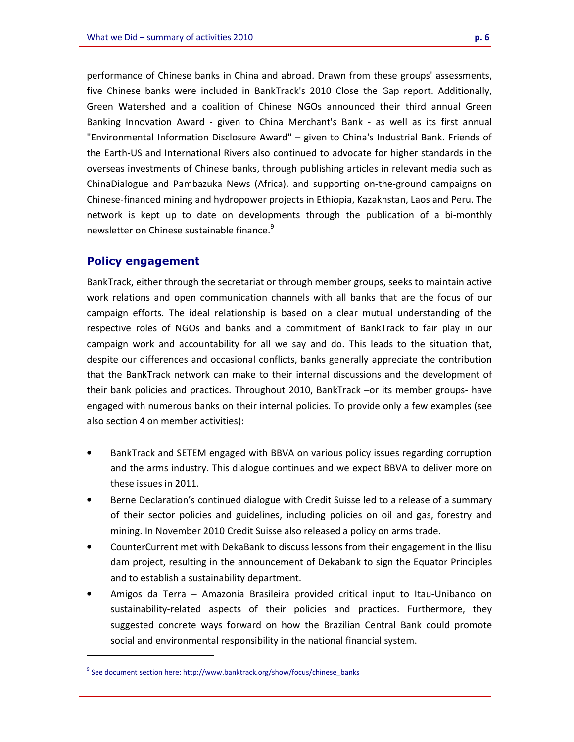performance of Chinese banks in China and abroad. Drawn from these groups' assessments, five Chinese banks were included in BankTrack's 2010 Close the Gap report. Additionally, Green Watershed and a coalition of Chinese NGOs announced their third annual Green Banking Innovation Award - given to China Merchant's Bank - as well as its first annual "Environmental Information Disclosure Award" – given to China's Industrial Bank. Friends of the Earth-US and International Rivers also continued to advocate for higher standards in the overseas investments of Chinese banks, through publishing articles in relevant media such as ChinaDialogue and Pambazuka News (Africa), and supporting on-the-ground campaigns on Chinese-financed mining and hydropower projects in Ethiopia, Kazakhstan, Laos and Peru. The network is kept up to date on developments through the publication of a bi-monthly newsletter on Chinese sustainable finance.[9]

## Policy engagement

BankTrack, either through the secretariat or through member groups, seeks to maintain active work relations and open communication channels with all banks that are the focus of our campaign efforts. The ideal relationship is based on a clear mutual understanding of the respective roles of NGOs and banks and a commitment of BankTrack to fair play in our campaign work and accountability for all we say and do. This leads to the situation that, despite our differences and occasional conflicts, banks generally appreciate the contribution that the BankTrack network can make to their internal discussions and the development of their bank policies and practices. Throughout 2010, BankTrack –or its member groups- have engaged with numerous banks on their internal policies. To provide only a few examples (see also section 4 on member activities):

- BankTrack and SETEM engaged with BBVA on various policy issues regarding corruption and the arms industry. This dialogue continues and we expect BBVA to deliver more on these issues in 2011.
- Berne Declaration's continued dialogue with Credit Suisse led to a release of a summary of their sector policies and guidelines, including policies on oil and gas, forestry and mining. In November 2010 Credit Suisse also released a policy on arms trade.
- CounterCurrent met with DekaBank to discuss lessons from their engagement in the Ilisu dam project, resulting in the announcement of Dekabank to sign the Equator Principles and to establish a sustainability department.
- Amigos da Terra – Amazonia Brasileira provided critical input to Itau-Unibanco on sustainability-related aspects of their policies and practices. Furthermore, they suggested concrete ways forward on how the Brazilian Central Bank could promote social and environmental responsibility in the national financial system.

[9] See document section here: http://www.banktrack.org/show/focus/chinese_banks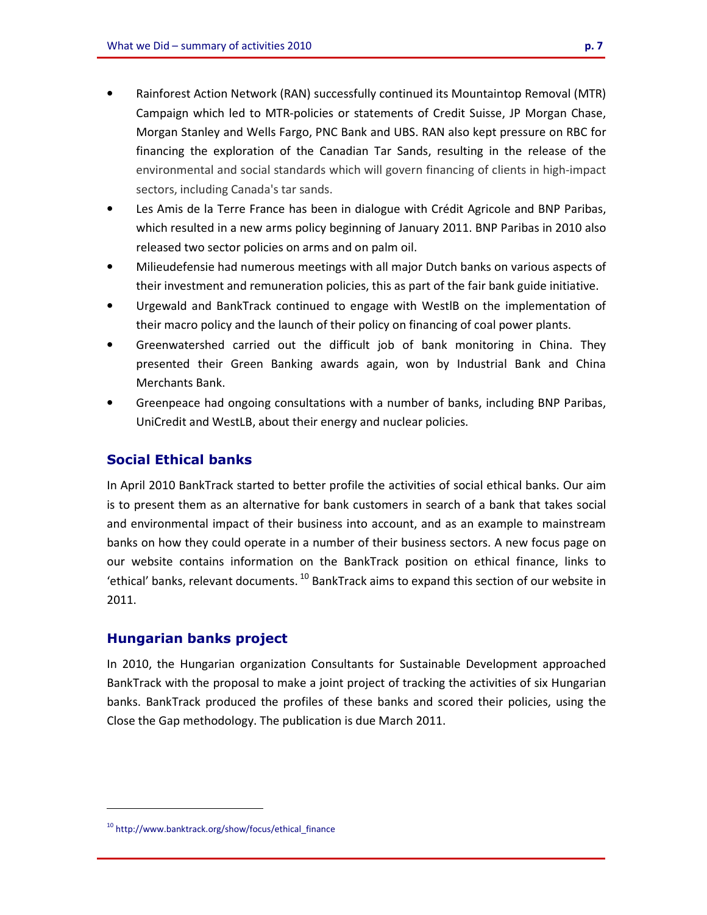- Rainforest Action Network (RAN) successfully continued its Mountaintop Removal (MTR) Campaign which led to MTR-policies or statements of Credit Suisse, JP Morgan Chase, Morgan Stanley and Wells Fargo, PNC Bank and UBS. RAN also kept pressure on RBC for financing the exploration of the Canadian Tar Sands, resulting in the release of the environmental and social standards which will govern financing of clients in high-impact sectors, including Canada's tar sands.
- Les Amis de la Terre France has been in dialogue with Crédit Agricole and BNP Paribas, which resulted in a new arms policy beginning of January 2011. BNP Paribas in 2010 also released two sector policies on arms and on palm oil.
- Milieudefensie had numerous meetings with all major Dutch banks on various aspects of their investment and remuneration policies, this as part of the fair bank guide initiative.
- Urgewald and BankTrack continued to engage with WestlB on the implementation of their macro policy and the launch of their policy on financing of coal power plants.
- Greenwatershed carried out the difficult job of bank monitoring in China. They presented their Green Banking awards again, won by Industrial Bank and China Merchants Bank.
- Greenpeace had ongoing consultations with a number of banks, including BNP Paribas, UniCredit and WestLB, about their energy and nuclear policies.

## Social Ethical banks

In April 2010 BankTrack started to better profile the activities of social ethical banks. Our aim is to present them as an alternative for bank customers in search of a bank that takes social and environmental impact of their business into account, and as an example to mainstream banks on how they could operate in a number of their business sectors. A new focus page on our website contains information on the BankTrack position on ethical finance, links to 'ethical' banks, relevant documents. [10] BankTrack aims to expand this section of our website in 2011.

## Hungarian banks project

In 2010, the Hungarian organization Consultants for Sustainable Development approached BankTrack with the proposal to make a joint project of tracking the activities of six Hungarian banks. BankTrack produced the profiles of these banks and scored their policies, using the Close the Gap methodology. The publication is due March 2011.

---

[10] http://www.banktrack.org/show/focus/ethical_finance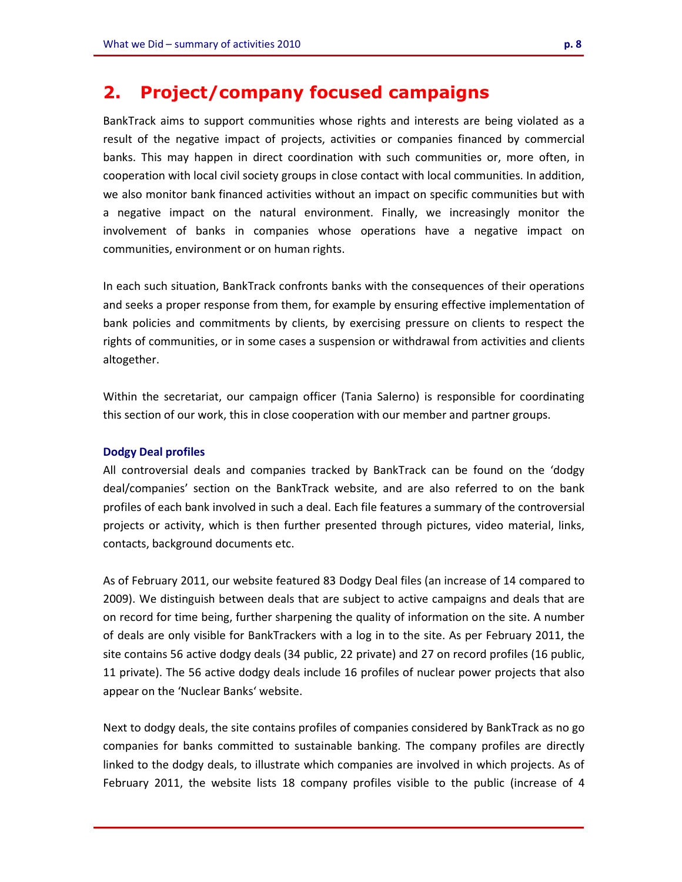# 2. Project/company focused campaigns

BankTrack aims to support communities whose rights and interests are being violated as a result of the negative impact of projects, activities or companies financed by commercial banks. This may happen in direct coordination with such communities or, more often, in cooperation with local civil society groups in close contact with local communities. In addition, we also monitor bank financed activities without an impact on specific communities but with a negative impact on the natural environment. Finally, we increasingly monitor the involvement of banks in companies whose operations have a negative impact on communities, environment or on human rights.

In each such situation, BankTrack confronts banks with the consequences of their operations and seeks a proper response from them, for example by ensuring effective implementation of bank policies and commitments by clients, by exercising pressure on clients to respect the rights of communities, or in some cases a suspension or withdrawal from activities and clients altogether.

Within the secretariat, our campaign officer (Tania Salerno) is responsible for coordinating this section of our work, this in close cooperation with our member and partner groups.

### Dodgy Deal profiles

All controversial deals and companies tracked by BankTrack can be found on the 'dodgy deal/companies' section on the BankTrack website, and are also referred to on the bank profiles of each bank involved in such a deal. Each file features a summary of the controversial projects or activity, which is then further presented through pictures, video material, links, contacts, background documents etc.

As of February 2011, our website featured 83 Dodgy Deal files (an increase of 14 compared to 2009). We distinguish between deals that are subject to active campaigns and deals that are on record for time being, further sharpening the quality of information on the site. A number of deals are only visible for BankTrackers with a log in to the site. As per February 2011, the site contains 56 active dodgy deals (34 public, 22 private) and 27 on record profiles (16 public, 11 private). The 56 active dodgy deals include 16 profiles of nuclear power projects that also appear on the 'Nuclear Banks' website.

Next to dodgy deals, the site contains profiles of companies considered by BankTrack as no go companies for banks committed to sustainable banking. The company profiles are directly linked to the dodgy deals, to illustrate which companies are involved in which projects. As of February 2011, the website lists 18 company profiles visible to the public (increase of 4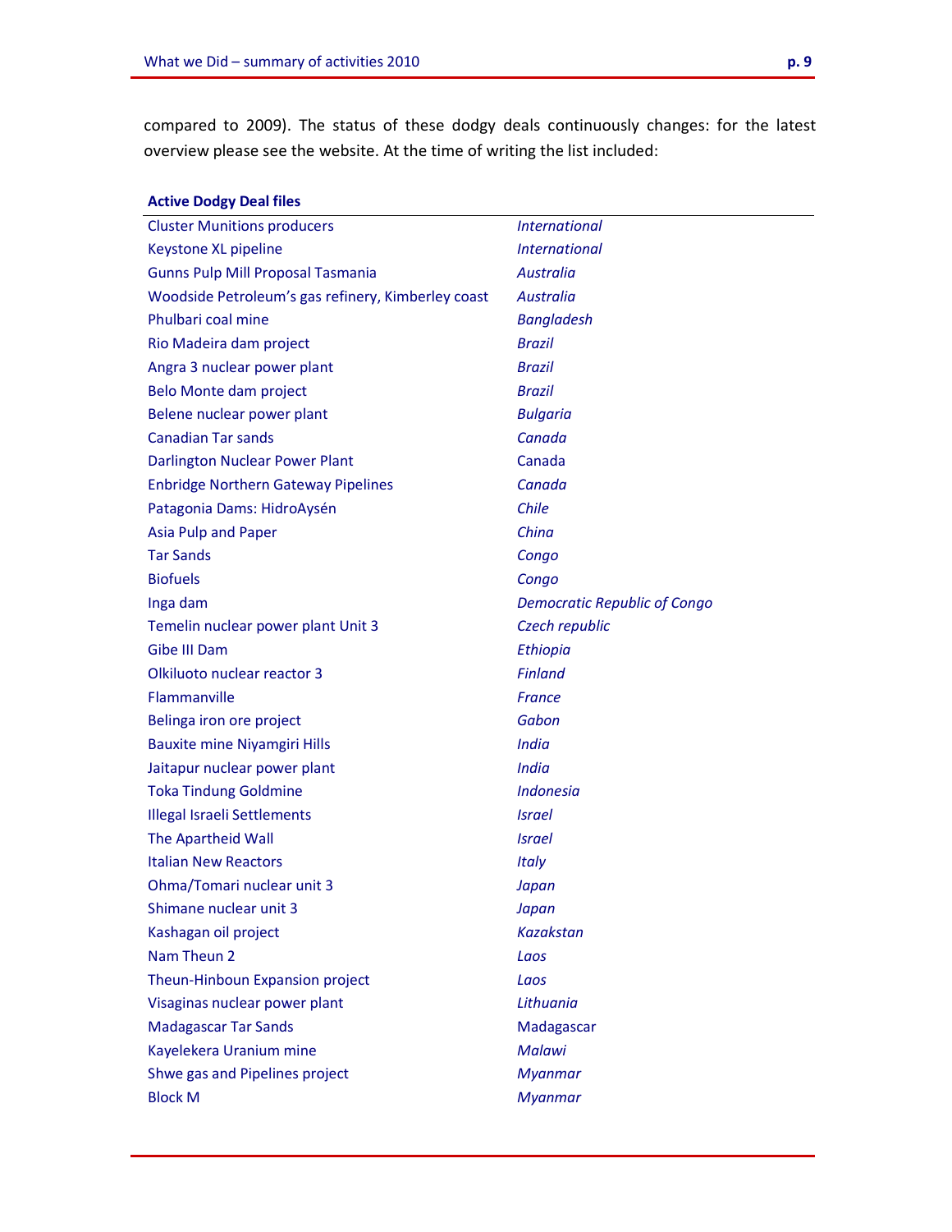compared to 2009). The status of these dodgy deals continuously changes: for the latest overview please see the website. At the time of writing the list included:

| **Active Dodgy Deal files** | |
|---|---|
| Cluster Munitions producers | *International* |
| Keystone XL pipeline | *International* |
| Gunns Pulp Mill Proposal Tasmania | *Australia* |
| Woodside Petroleum's gas refinery, Kimberley coast | *Australia* |
| Phulbari coal mine | *Bangladesh* |
| Rio Madeira dam project | *Brazil* |
| Angra 3 nuclear power plant | *Brazil* |
| Belo Monte dam project | *Brazil* |
| Belene nuclear power plant | *Bulgaria* |
| Canadian Tar sands | *Canada* |
| Darlington Nuclear Power Plant | Canada |
| Enbridge Northern Gateway Pipelines | *Canada* |
| Patagonia Dams: HidroAysén | *Chile* |
| Asia Pulp and Paper | *China* |
| Tar Sands | *Congo* |
| Biofuels | *Congo* |
| Inga dam | *Democratic Republic of Congo* |
| Temelin nuclear power plant Unit 3 | *Czech republic* |
| Gibe III Dam | *Ethiopia* |
| Olkiluoto nuclear reactor 3 | *Finland* |
| Flammanville | *France* |
| Belinga iron ore project | *Gabon* |
| Bauxite mine Niyamgiri Hills | *India* |
| Jaitapur nuclear power plant | *India* |
| Toka Tindung Goldmine | *Indonesia* |
| Illegal Israeli Settlements | *Israel* |
| The Apartheid Wall | *Israel* |
| Italian New Reactors | *Italy* |
| Ohma/Tomari nuclear unit 3 | *Japan* |
| Shimane nuclear unit 3 | *Japan* |
| Kashagan oil project | *Kazakstan* |
| Nam Theun 2 | *Laos* |
| Theun-Hinboun Expansion project | *Laos* |
| Visaginas nuclear power plant | *Lithuania* |
| Madagascar Tar Sands | Madagascar |
| Kayelekera Uranium mine | *Malawi* |
| Shwe gas and Pipelines project | *Myanmar* |
| Block M | *Myanmar* |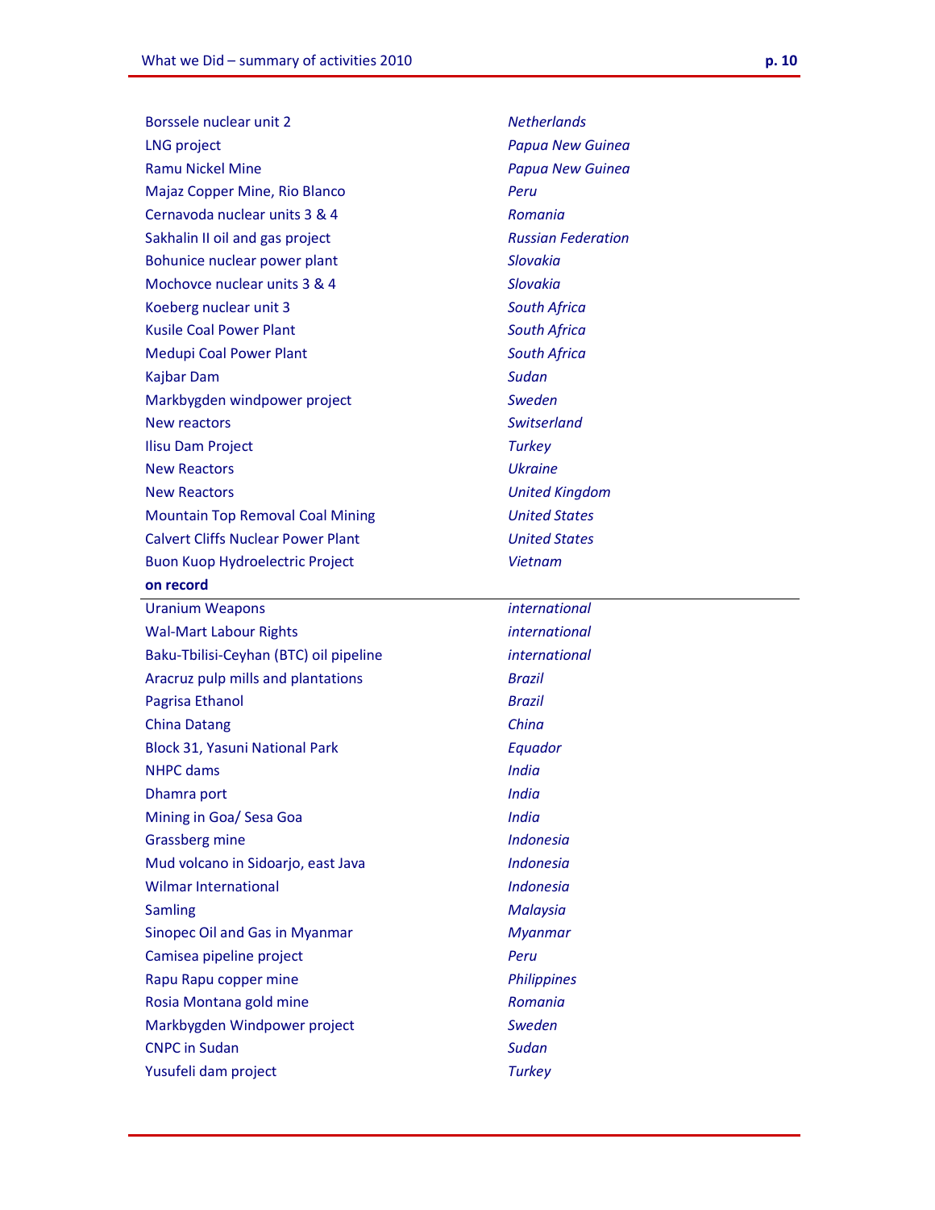| | |
|---|---|
| Borssele nuclear unit 2 | *Netherlands* |
| LNG project | *Papua New Guinea* |
| Ramu Nickel Mine | *Papua New Guinea* |
| Majaz Copper Mine, Rio Blanco | *Peru* |
| Cernavoda nuclear units 3 & 4 | *Romania* |
| Sakhalin II oil and gas project | *Russian Federation* |
| Bohunice nuclear power plant | *Slovakia* |
| Mochovce nuclear units 3 & 4 | *Slovakia* |
| Koeberg nuclear unit 3 | *South Africa* |
| Kusile Coal Power Plant | *South Africa* |
| Medupi Coal Power Plant | *South Africa* |
| Kajbar Dam | *Sudan* |
| Markbygden windpower project | *Sweden* |
| New reactors | *Switserland* |
| Ilisu Dam Project | *Turkey* |
| New Reactors | *Ukraine* |
| New Reactors | *United Kingdom* |
| Mountain Top Removal Coal Mining | *United States* |
| Calvert Cliffs Nuclear Power Plant | *United States* |
| Buon Kuop Hydroelectric Project | *Vietnam* |

**on record**

| | |
|---|---|
| Uranium Weapons | *international* |
| Wal-Mart Labour Rights | *international* |
| Baku-Tbilisi-Ceyhan (BTC) oil pipeline | *international* |
| Aracruz pulp mills and plantations | *Brazil* |
| Pagrisa Ethanol | *Brazil* |
| China Datang | *China* |
| Block 31, Yasuni National Park | *Equador* |
| NHPC dams | *India* |
| Dhamra port | *India* |
| Mining in Goa/ Sesa Goa | *India* |
| Grassberg mine | *Indonesia* |
| Mud volcano in Sidoarjo, east Java | *Indonesia* |
| Wilmar International | *Indonesia* |
| Samling | *Malaysia* |
| Sinopec Oil and Gas in Myanmar | *Myanmar* |
| Camisea pipeline project | *Peru* |
| Rapu Rapu copper mine | *Philippines* |
| Rosia Montana gold mine | *Romania* |
| Markbygden Windpower project | *Sweden* |
| CNPC in Sudan | *Sudan* |
| Yusufeli dam project | *Turkey* |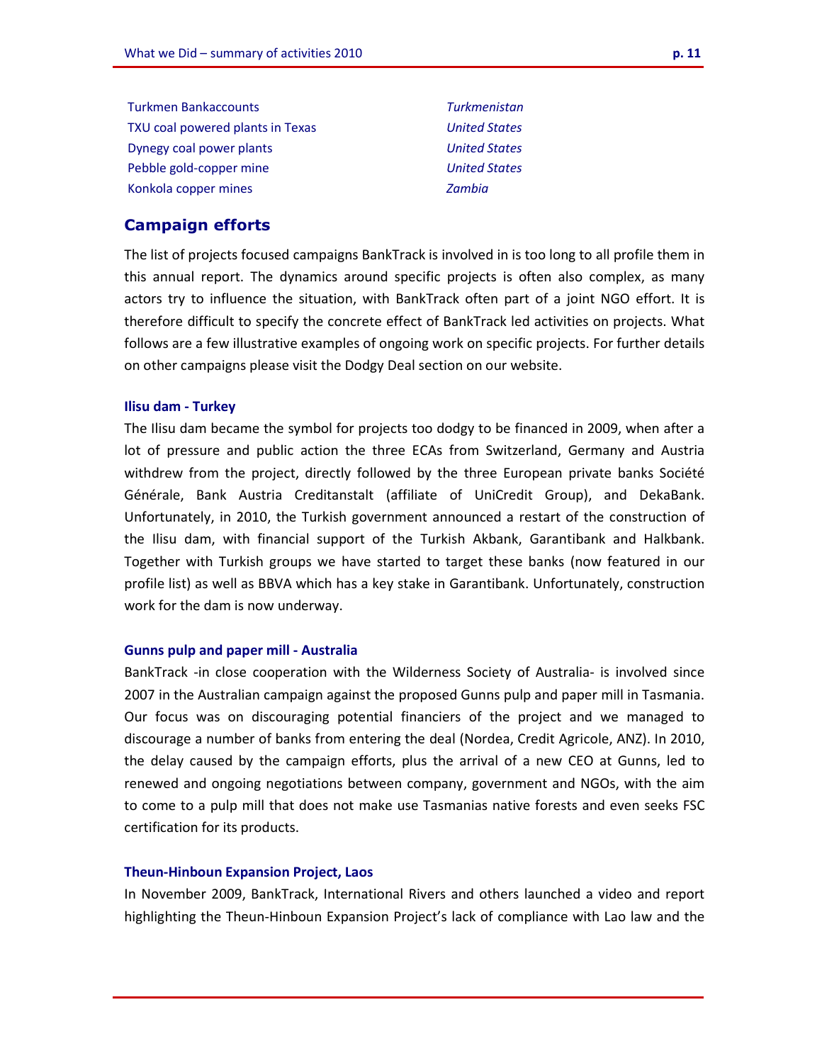| | |
|---|---|
| Turkmen Bankaccounts | *Turkmenistan* |
| TXU coal powered plants in Texas | *United States* |
| Dynegy coal power plants | *United States* |
| Pebble gold-copper mine | *United States* |
| Konkola copper mines | *Zambia* |

## Campaign efforts

The list of projects focused campaigns BankTrack is involved in is too long to all profile them in this annual report. The dynamics around specific projects is often also complex, as many actors try to influence the situation, with BankTrack often part of a joint NGO effort. It is therefore difficult to specify the concrete effect of BankTrack led activities on projects. What follows are a few illustrative examples of ongoing work on specific projects. For further details on other campaigns please visit the Dodgy Deal section on our website.

### Ilisu dam - Turkey

The Ilisu dam became the symbol for projects too dodgy to be financed in 2009, when after a lot of pressure and public action the three ECAs from Switzerland, Germany and Austria withdrew from the project, directly followed by the three European private banks Société Générale, Bank Austria Creditanstalt (affiliate of UniCredit Group), and DekaBank. Unfortunately, in 2010, the Turkish government announced a restart of the construction of the Ilisu dam, with financial support of the Turkish Akbank, Garantibank and Halkbank. Together with Turkish groups we have started to target these banks (now featured in our profile list) as well as BBVA which has a key stake in Garantibank. Unfortunately, construction work for the dam is now underway.

### Gunns pulp and paper mill - Australia

BankTrack -in close cooperation with the Wilderness Society of Australia- is involved since 2007 in the Australian campaign against the proposed Gunns pulp and paper mill in Tasmania. Our focus was on discouraging potential financiers of the project and we managed to discourage a number of banks from entering the deal (Nordea, Credit Agricole, ANZ). In 2010, the delay caused by the campaign efforts, plus the arrival of a new CEO at Gunns, led to renewed and ongoing negotiations between company, government and NGOs, with the aim to come to a pulp mill that does not make use Tasmanias native forests and even seeks FSC certification for its products.

### Theun-Hinboun Expansion Project, Laos

In November 2009, BankTrack, International Rivers and others launched a video and report highlighting the Theun-Hinboun Expansion Project's lack of compliance with Lao law and the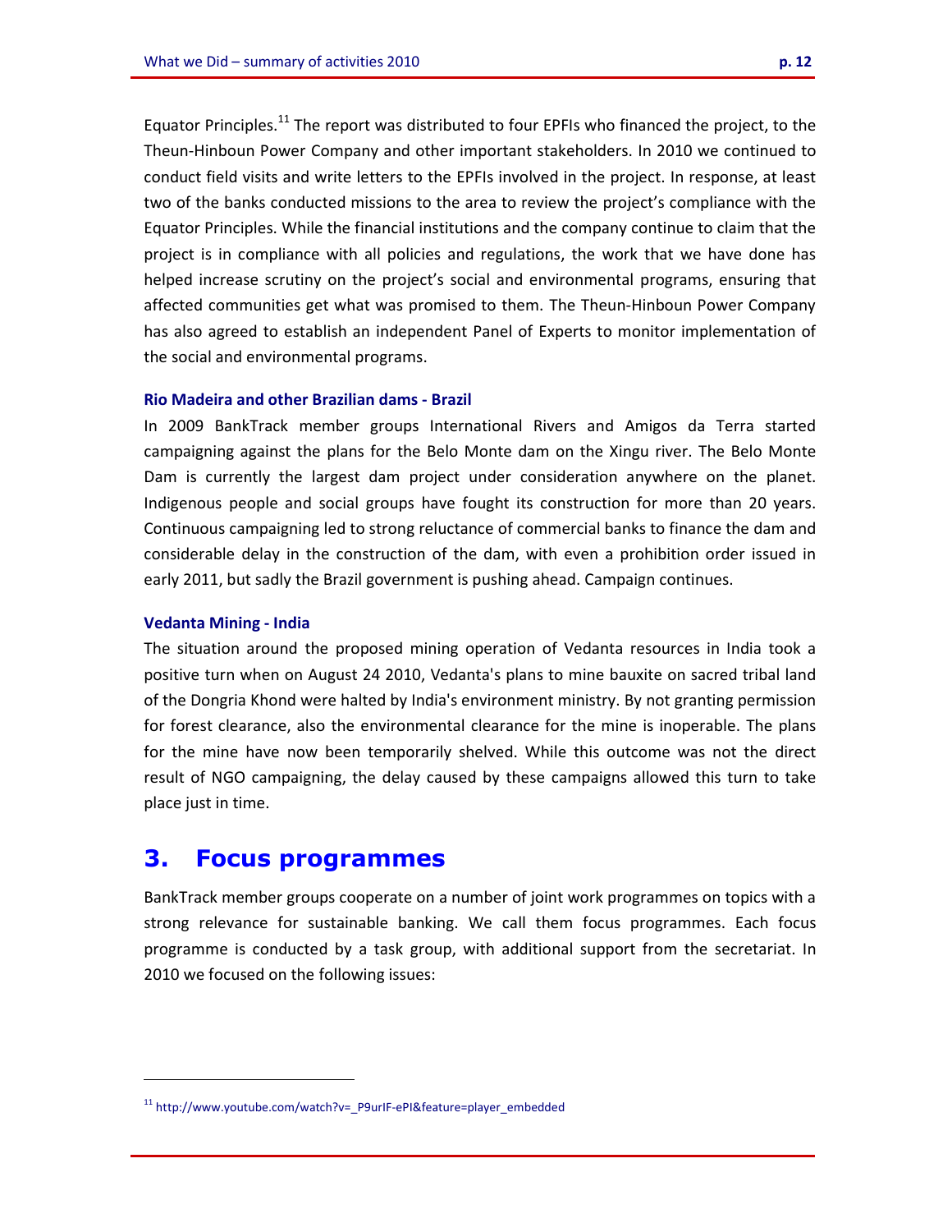Equator Principles.[11] The report was distributed to four EPFIs who financed the project, to the Theun-Hinboun Power Company and other important stakeholders. In 2010 we continued to conduct field visits and write letters to the EPFIs involved in the project. In response, at least two of the banks conducted missions to the area to review the project's compliance with the Equator Principles. While the financial institutions and the company continue to claim that the project is in compliance with all policies and regulations, the work that we have done has helped increase scrutiny on the project's social and environmental programs, ensuring that affected communities get what was promised to them. The Theun-Hinboun Power Company has also agreed to establish an independent Panel of Experts to monitor implementation of the social and environmental programs.

#### Rio Madeira and other Brazilian dams - Brazil

In 2009 BankTrack member groups International Rivers and Amigos da Terra started campaigning against the plans for the Belo Monte dam on the Xingu river. The Belo Monte Dam is currently the largest dam project under consideration anywhere on the planet. Indigenous people and social groups have fought its construction for more than 20 years. Continuous campaigning led to strong reluctance of commercial banks to finance the dam and considerable delay in the construction of the dam, with even a prohibition order issued in early 2011, but sadly the Brazil government is pushing ahead. Campaign continues.

#### Vedanta Mining - India

The situation around the proposed mining operation of Vedanta resources in India took a positive turn when on August 24 2010, Vedanta's plans to mine bauxite on sacred tribal land of the Dongria Khond were halted by India's environment ministry. By not granting permission for forest clearance, also the environmental clearance for the mine is inoperable. The plans for the mine have now been temporarily shelved. While this outcome was not the direct result of NGO campaigning, the delay caused by these campaigns allowed this turn to take place just in time.

## 3. Focus programmes

BankTrack member groups cooperate on a number of joint work programmes on topics with a strong relevance for sustainable banking. We call them focus programmes. Each focus programme is conducted by a task group, with additional support from the secretariat. In 2010 we focused on the following issues:

---

[11] http://www.youtube.com/watch?v=_P9urIF-ePI&feature=player_embedded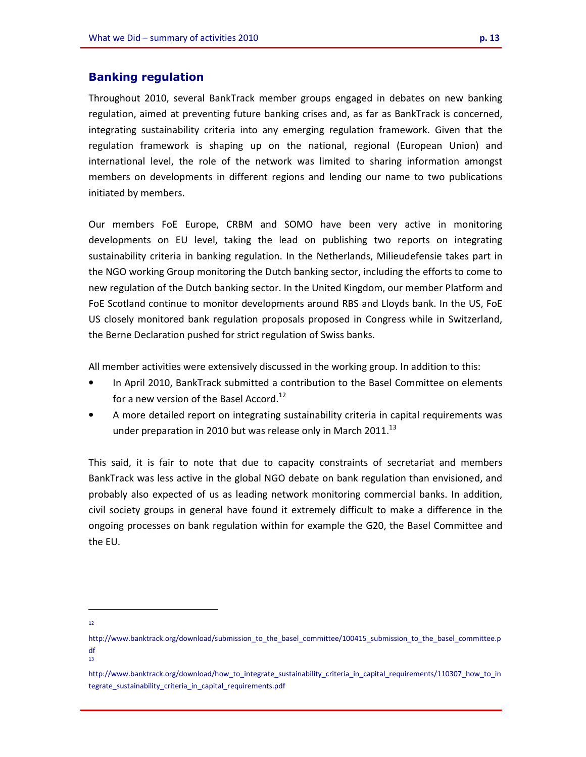## Banking regulation

Throughout 2010, several BankTrack member groups engaged in debates on new banking regulation, aimed at preventing future banking crises and, as far as BankTrack is concerned, integrating sustainability criteria into any emerging regulation framework. Given that the regulation framework is shaping up on the national, regional (European Union) and international level, the role of the network was limited to sharing information amongst members on developments in different regions and lending our name to two publications initiated by members.

Our members FoE Europe, CRBM and SOMO have been very active in monitoring developments on EU level, taking the lead on publishing two reports on integrating sustainability criteria in banking regulation. In the Netherlands, Milieudefensie takes part in the NGO working Group monitoring the Dutch banking sector, including the efforts to come to new regulation of the Dutch banking sector. In the United Kingdom, our member Platform and FoE Scotland continue to monitor developments around RBS and Lloyds bank. In the US, FoE US closely monitored bank regulation proposals proposed in Congress while in Switzerland, the Berne Declaration pushed for strict regulation of Swiss banks.

All member activities were extensively discussed in the working group. In addition to this:

- In April 2010, BankTrack submitted a contribution to the Basel Committee on elements for a new version of the Basel Accord.[12]
- A more detailed report on integrating sustainability criteria in capital requirements was under preparation in 2010 but was release only in March 2011.[13]

This said, it is fair to note that due to capacity constraints of secretariat and members BankTrack was less active in the global NGO debate on bank regulation than envisioned, and probably also expected of us as leading network monitoring commercial banks. In addition, civil society groups in general have found it extremely difficult to make a difference in the ongoing processes on bank regulation within for example the G20, the Basel Committee and the EU.

---

[12] http://www.banktrack.org/download/submission_to_the_basel_committee/100415_submission_to_the_basel_committee.pdf

[13] http://www.banktrack.org/download/how_to_integrate_sustainability_criteria_in_capital_requirements/110307_how_to_integrate_sustainability_criteria_in_capital_requirements.pdf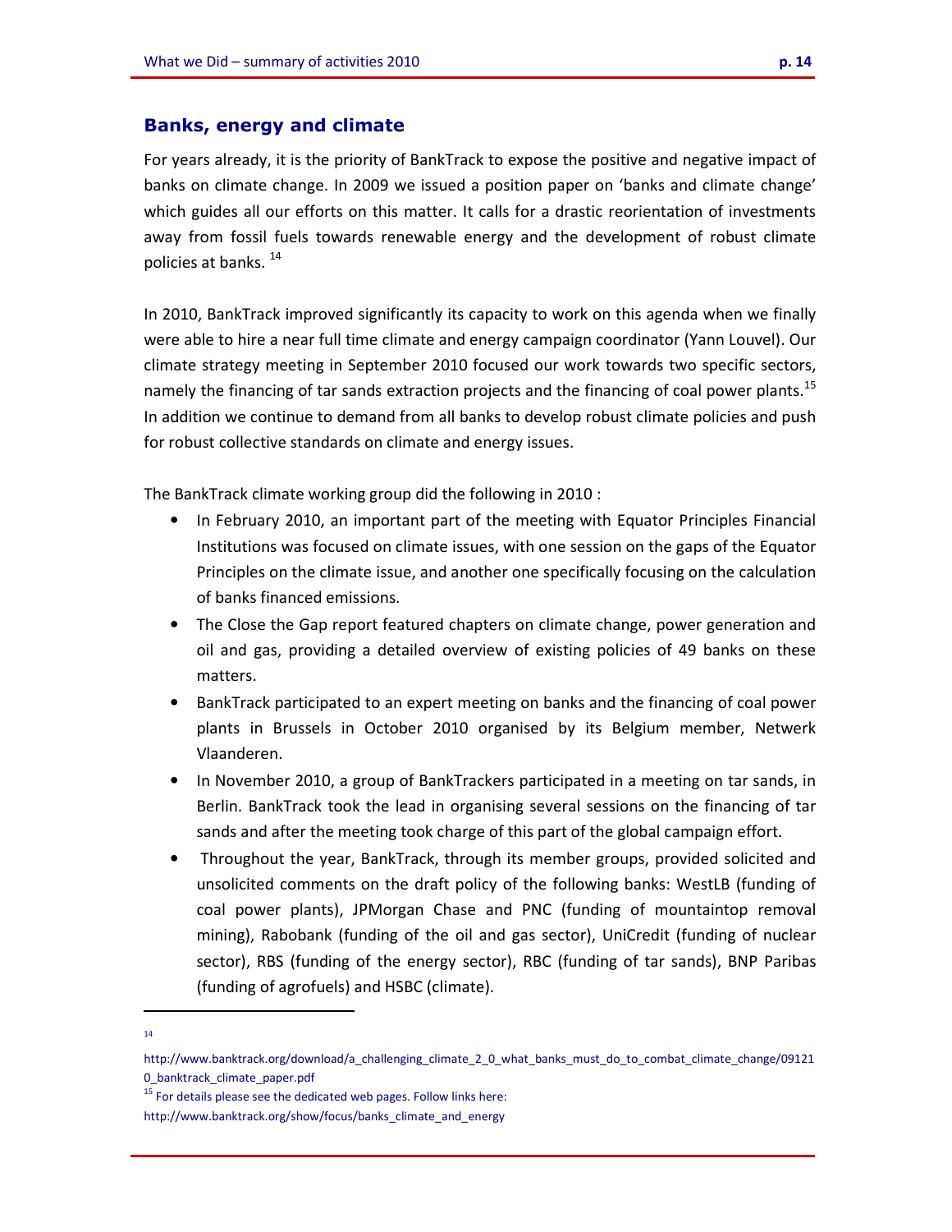## Banks, energy and climate

For years already, it is the priority of BankTrack to expose the positive and negative impact of banks on climate change. In 2009 we issued a position paper on 'banks and climate change' which guides all our efforts on this matter. It calls for a drastic reorientation of investments away from fossil fuels towards renewable energy and the development of robust climate policies at banks. [14]

In 2010, BankTrack improved significantly its capacity to work on this agenda when we finally were able to hire a near full time climate and energy campaign coordinator (Yann Louvel). Our climate strategy meeting in September 2010 focused our work towards two specific sectors, namely the financing of tar sands extraction projects and the financing of coal power plants.[15] In addition we continue to demand from all banks to develop robust climate policies and push for robust collective standards on climate and energy issues.

The BankTrack climate working group did the following in 2010 :

- In February 2010, an important part of the meeting with Equator Principles Financial Institutions was focused on climate issues, with one session on the gaps of the Equator Principles on the climate issue, and another one specifically focusing on the calculation of banks financed emissions.
- The Close the Gap report featured chapters on climate change, power generation and oil and gas, providing a detailed overview of existing policies of 49 banks on these matters.
- BankTrack participated to an expert meeting on banks and the financing of coal power plants in Brussels in October 2010 organised by its Belgium member, Netwerk Vlaanderen.
- In November 2010, a group of BankTrackers participated in a meeting on tar sands, in Berlin. BankTrack took the lead in organising several sessions on the financing of tar sands and after the meeting took charge of this part of the global campaign effort.
- Throughout the year, BankTrack, through its member groups, provided solicited and unsolicited comments on the draft policy of the following banks: WestLB (funding of coal power plants), JPMorgan Chase and PNC (funding of mountaintop removal mining), Rabobank (funding of the oil and gas sector), UniCredit (funding of nuclear sector), RBS (funding of the energy sector), RBC (funding of tar sands), BNP Paribas (funding of agrofuels) and HSBC (climate).

---

[14] http://www.banktrack.org/download/a_challenging_climate_2_0_what_banks_must_do_to_combat_climate_change/091210_banktrack_climate_paper.pdf

[15] For details please see the dedicated web pages. Follow links here: http://www.banktrack.org/show/focus/banks_climate_and_energy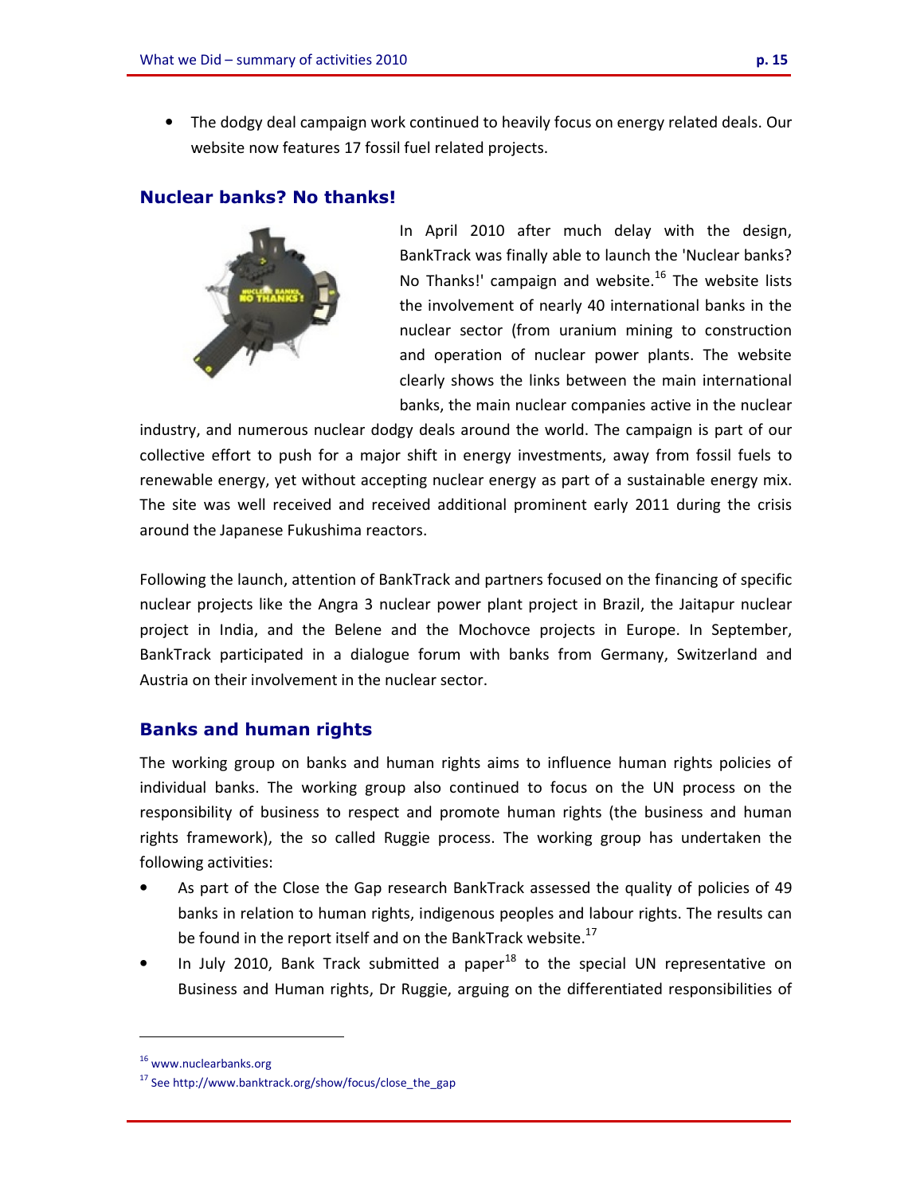- The dodgy deal campaign work continued to heavily focus on energy related deals. Our website now features 17 fossil fuel related projects.

## Nuclear banks? No thanks!

In April 2010 after much delay with the design, BankTrack was finally able to launch the 'Nuclear banks? No Thanks!' campaign and website.[16] The website lists the involvement of nearly 40 international banks in the nuclear sector (from uranium mining to construction and operation of nuclear power plants. The website clearly shows the links between the main international banks, the main nuclear companies active in the nuclear industry, and numerous nuclear dodgy deals around the world. The campaign is part of our collective effort to push for a major shift in energy investments, away from fossil fuels to renewable energy, yet without accepting nuclear energy as part of a sustainable energy mix. The site was well received and received additional prominent early 2011 during the crisis around the Japanese Fukushima reactors.

Following the launch, attention of BankTrack and partners focused on the financing of specific nuclear projects like the Angra 3 nuclear power plant project in Brazil, the Jaitapur nuclear project in India, and the Belene and the Mochovce projects in Europe. In September, BankTrack participated in a dialogue forum with banks from Germany, Switzerland and Austria on their involvement in the nuclear sector.

## Banks and human rights

The working group on banks and human rights aims to influence human rights policies of individual banks. The working group also continued to focus on the UN process on the responsibility of business to respect and promote human rights (the business and human rights framework), the so called Ruggie process. The working group has undertaken the following activities:

- As part of the Close the Gap research BankTrack assessed the quality of policies of 49 banks in relation to human rights, indigenous peoples and labour rights. The results can be found in the report itself and on the BankTrack website.[17]
- In July 2010, Bank Track submitted a paper[18] to the special UN representative on Business and Human rights, Dr Ruggie, arguing on the differentiated responsibilities of

---

[16] www.nuclearbanks.org

[17] See http://www.banktrack.org/show/focus/close_the_gap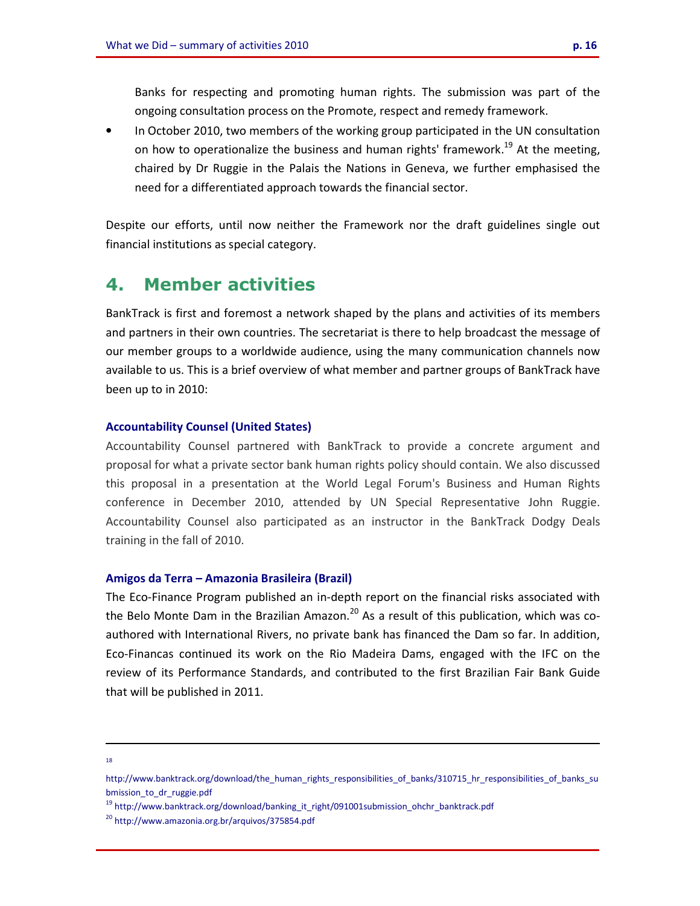Banks for respecting and promoting human rights. The submission was part of the ongoing consultation process on the Promote, respect and remedy framework.

- In October 2010, two members of the working group participated in the UN consultation on how to operationalize the business and human rights' framework.[19] At the meeting, chaired by Dr Ruggie in the Palais the Nations in Geneva, we further emphasised the need for a differentiated approach towards the financial sector.

Despite our efforts, until now neither the Framework nor the draft guidelines single out financial institutions as special category.

# 4. Member activities

BankTrack is first and foremost a network shaped by the plans and activities of its members and partners in their own countries. The secretariat is there to help broadcast the message of our member groups to a worldwide audience, using the many communication channels now available to us. This is a brief overview of what member and partner groups of BankTrack have been up to in 2010:

### Accountability Counsel (United States)

Accountability Counsel partnered with BankTrack to provide a concrete argument and proposal for what a private sector bank human rights policy should contain. We also discussed this proposal in a presentation at the World Legal Forum's Business and Human Rights conference in December 2010, attended by UN Special Representative John Ruggie. Accountability Counsel also participated as an instructor in the BankTrack Dodgy Deals training in the fall of 2010.

### Amigos da Terra – Amazonia Brasileira (Brazil)

The Eco-Finance Program published an in-depth report on the financial risks associated with the Belo Monte Dam in the Brazilian Amazon.[20] As a result of this publication, which was co-authored with International Rivers, no private bank has financed the Dam so far. In addition, Eco-Financas continued its work on the Rio Madeira Dams, engaged with the IFC on the review of its Performance Standards, and contributed to the first Brazilian Fair Bank Guide that will be published in 2011.

---

[18] http://www.banktrack.org/download/the_human_rights_responsibilities_of_banks/310715_hr_responsibilities_of_banks_submission_to_dr_ruggie.pdf

[19] http://www.banktrack.org/download/banking_it_right/091001submission_ohchr_banktrack.pdf

[20] http://www.amazonia.org.br/arquivos/375854.pdf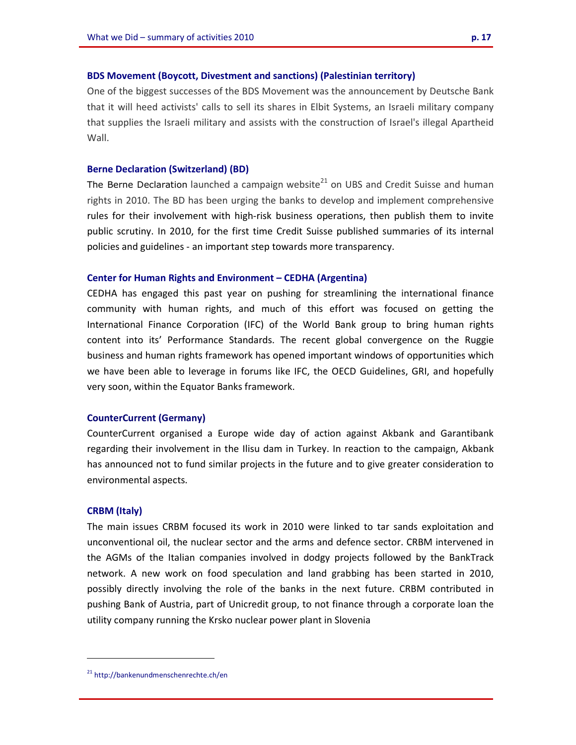### BDS Movement (Boycott, Divestment and sanctions) (Palestinian territory)

One of the biggest successes of the BDS Movement was the announcement by Deutsche Bank that it will heed activists' calls to sell its shares in Elbit Systems, an Israeli military company that supplies the Israeli military and assists with the construction of Israel's illegal Apartheid Wall.

### Berne Declaration (Switzerland) (BD)

The Berne Declaration launched a campaign website[21] on UBS and Credit Suisse and human rights in 2010. The BD has been urging the banks to develop and implement comprehensive rules for their involvement with high-risk business operations, then publish them to invite public scrutiny. In 2010, for the first time Credit Suisse published summaries of its internal policies and guidelines - an important step towards more transparency.

### Center for Human Rights and Environment – CEDHA (Argentina)

CEDHA has engaged this past year on pushing for streamlining the international finance community with human rights, and much of this effort was focused on getting the International Finance Corporation (IFC) of the World Bank group to bring human rights content into its' Performance Standards. The recent global convergence on the Ruggie business and human rights framework has opened important windows of opportunities which we have been able to leverage in forums like IFC, the OECD Guidelines, GRI, and hopefully very soon, within the Equator Banks framework.

### CounterCurrent (Germany)

CounterCurrent organised a Europe wide day of action against Akbank and Garantibank regarding their involvement in the Ilisu dam in Turkey. In reaction to the campaign, Akbank has announced not to fund similar projects in the future and to give greater consideration to environmental aspects.

### CRBM (Italy)

The main issues CRBM focused its work in 2010 were linked to tar sands exploitation and unconventional oil, the nuclear sector and the arms and defence sector. CRBM intervened in the AGMs of the Italian companies involved in dodgy projects followed by the BankTrack network. A new work on food speculation and land grabbing has been started in 2010, possibly directly involving the role of the banks in the next future. CRBM contributed in pushing Bank of Austria, part of Unicredit group, to not finance through a corporate loan the utility company running the Krsko nuclear power plant in Slovenia

---

[21] http://bankenundmenschenrechte.ch/en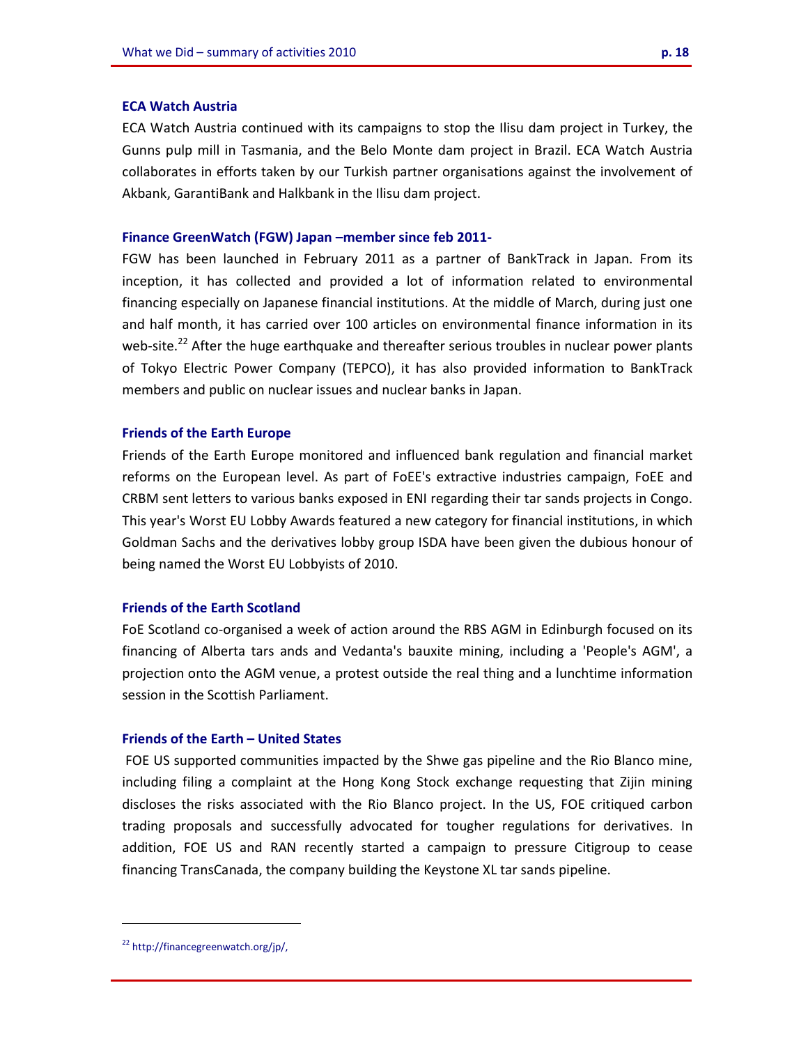### ECA Watch Austria

ECA Watch Austria continued with its campaigns to stop the Ilisu dam project in Turkey, the Gunns pulp mill in Tasmania, and the Belo Monte dam project in Brazil. ECA Watch Austria collaborates in efforts taken by our Turkish partner organisations against the involvement of Akbank, GarantiBank and Halkbank in the Ilisu dam project.

### Finance GreenWatch (FGW) Japan –member since feb 2011-

FGW has been launched in February 2011 as a partner of BankTrack in Japan. From its inception, it has collected and provided a lot of information related to environmental financing especially on Japanese financial institutions. At the middle of March, during just one and half month, it has carried over 100 articles on environmental finance information in its web-site.[22] After the huge earthquake and thereafter serious troubles in nuclear power plants of Tokyo Electric Power Company (TEPCO), it has also provided information to BankTrack members and public on nuclear issues and nuclear banks in Japan.

### Friends of the Earth Europe

Friends of the Earth Europe monitored and influenced bank regulation and financial market reforms on the European level. As part of FoEE's extractive industries campaign, FoEE and CRBM sent letters to various banks exposed in ENI regarding their tar sands projects in Congo. This year's Worst EU Lobby Awards featured a new category for financial institutions, in which Goldman Sachs and the derivatives lobby group ISDA have been given the dubious honour of being named the Worst EU Lobbyists of 2010.

### Friends of the Earth Scotland

FoE Scotland co-organised a week of action around the RBS AGM in Edinburgh focused on its financing of Alberta tars ands and Vedanta's bauxite mining, including a 'People's AGM', a projection onto the AGM venue, a protest outside the real thing and a lunchtime information session in the Scottish Parliament.

### Friends of the Earth – United States

FOE US supported communities impacted by the Shwe gas pipeline and the Rio Blanco mine, including filing a complaint at the Hong Kong Stock exchange requesting that Zijin mining discloses the risks associated with the Rio Blanco project. In the US, FOE critiqued carbon trading proposals and successfully advocated for tougher regulations for derivatives. In addition, FOE US and RAN recently started a campaign to pressure Citigroup to cease financing TransCanada, the company building the Keystone XL tar sands pipeline.

---

[22] http://financegreenwatch.org/jp/,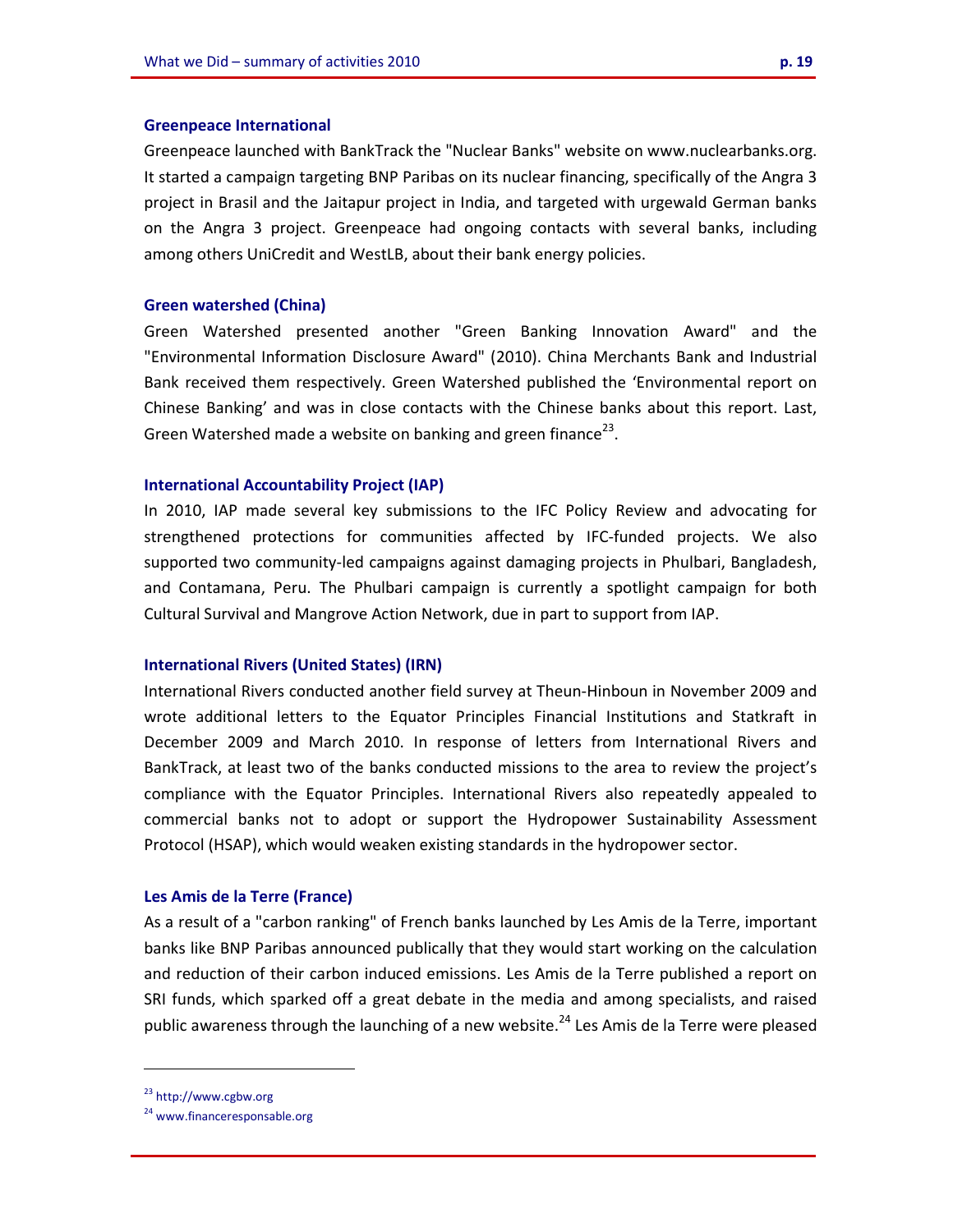### Greenpeace International

Greenpeace launched with BankTrack the "Nuclear Banks" website on www.nuclearbanks.org. It started a campaign targeting BNP Paribas on its nuclear financing, specifically of the Angra 3 project in Brasil and the Jaitapur project in India, and targeted with urgewald German banks on the Angra 3 project. Greenpeace had ongoing contacts with several banks, including among others UniCredit and WestLB, about their bank energy policies.

### Green watershed (China)

Green Watershed presented another "Green Banking Innovation Award" and the "Environmental Information Disclosure Award" (2010). China Merchants Bank and Industrial Bank received them respectively. Green Watershed published the 'Environmental report on Chinese Banking' and was in close contacts with the Chinese banks about this report. Last, Green Watershed made a website on banking and green finance[23].

### International Accountability Project (IAP)

In 2010, IAP made several key submissions to the IFC Policy Review and advocating for strengthened protections for communities affected by IFC-funded projects. We also supported two community-led campaigns against damaging projects in Phulbari, Bangladesh, and Contamana, Peru. The Phulbari campaign is currently a spotlight campaign for both Cultural Survival and Mangrove Action Network, due in part to support from IAP.

### International Rivers (United States) (IRN)

International Rivers conducted another field survey at Theun-Hinboun in November 2009 and wrote additional letters to the Equator Principles Financial Institutions and Statkraft in December 2009 and March 2010. In response of letters from International Rivers and BankTrack, at least two of the banks conducted missions to the area to review the project's compliance with the Equator Principles. International Rivers also repeatedly appealed to commercial banks not to adopt or support the Hydropower Sustainability Assessment Protocol (HSAP), which would weaken existing standards in the hydropower sector.

### Les Amis de la Terre (France)

As a result of a "carbon ranking" of French banks launched by Les Amis de la Terre, important banks like BNP Paribas announced publically that they would start working on the calculation and reduction of their carbon induced emissions. Les Amis de la Terre published a report on SRI funds, which sparked off a great debate in the media and among specialists, and raised public awareness through the launching of a new website.[24] Les Amis de la Terre were pleased

---

[23] http://www.cgbw.org

[24] www.financeresponsable.org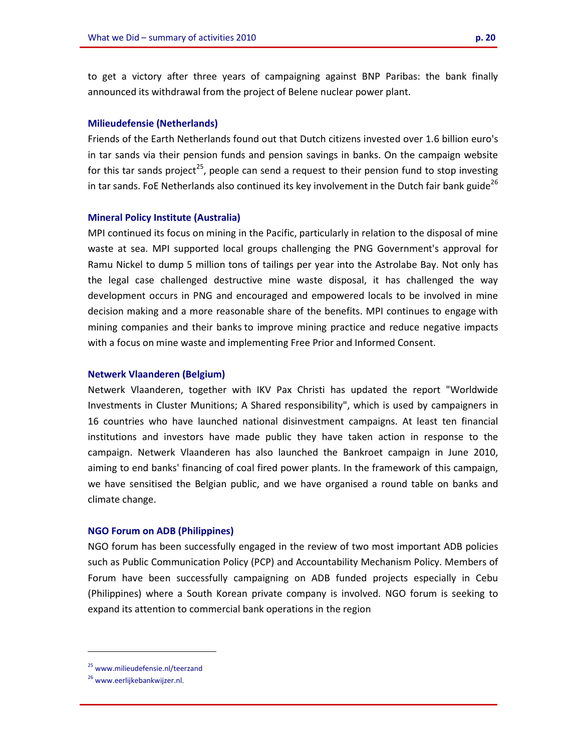to get a victory after three years of campaigning against BNP Paribas: the bank finally announced its withdrawal from the project of Belene nuclear power plant.

### Milieudefensie (Netherlands)

Friends of the Earth Netherlands found out that Dutch citizens invested over 1.6 billion euro's in tar sands via their pension funds and pension savings in banks. On the campaign website for this tar sands project[25], people can send a request to their pension fund to stop investing in tar sands. FoE Netherlands also continued its key involvement in the Dutch fair bank guide[26]

### Mineral Policy Institute (Australia)

MPI continued its focus on mining in the Pacific, particularly in relation to the disposal of mine waste at sea. MPI supported local groups challenging the PNG Government's approval for Ramu Nickel to dump 5 million tons of tailings per year into the Astrolabe Bay. Not only has the legal case challenged destructive mine waste disposal, it has challenged the way development occurs in PNG and encouraged and empowered locals to be involved in mine decision making and a more reasonable share of the benefits. MPI continues to engage with mining companies and their banks to improve mining practice and reduce negative impacts with a focus on mine waste and implementing Free Prior and Informed Consent.

### Netwerk Vlaanderen (Belgium)

Netwerk Vlaanderen, together with IKV Pax Christi has updated the report "Worldwide Investments in Cluster Munitions; A Shared responsibility", which is used by campaigners in 16 countries who have launched national disinvestment campaigns. At least ten financial institutions and investors have made public they have taken action in response to the campaign. Netwerk Vlaanderen has also launched the Bankroet campaign in June 2010, aiming to end banks' financing of coal fired power plants. In the framework of this campaign, we have sensitised the Belgian public, and we have organised a round table on banks and climate change.

### NGO Forum on ADB (Philippines)

NGO forum has been successfully engaged in the review of two most important ADB policies such as Public Communication Policy (PCP) and Accountability Mechanism Policy. Members of Forum have been successfully campaigning on ADB funded projects especially in Cebu (Philippines) where a South Korean private company is involved. NGO forum is seeking to expand its attention to commercial bank operations in the region

---

[25] www.milieudefensie.nl/teerzand

[26] www.eerlijkebankwijzer.nl.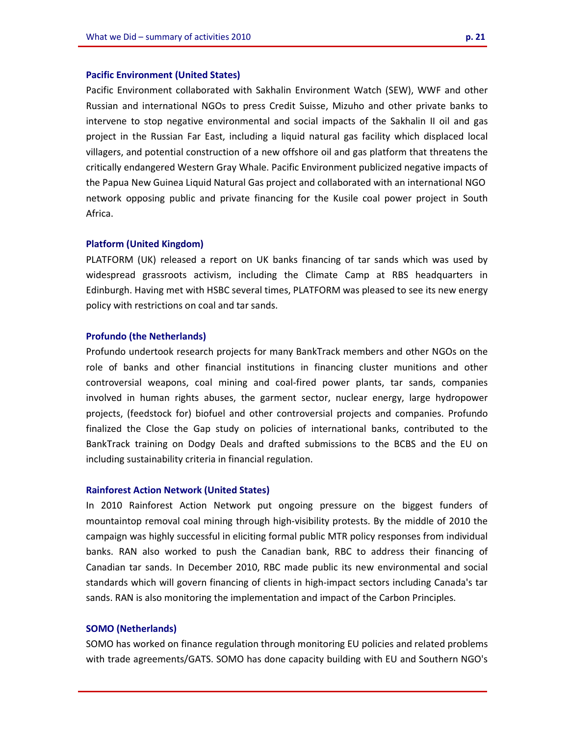### Pacific Environment (United States)

Pacific Environment collaborated with Sakhalin Environment Watch (SEW), WWF and other Russian and international NGOs to press Credit Suisse, Mizuho and other private banks to intervene to stop negative environmental and social impacts of the Sakhalin II oil and gas project in the Russian Far East, including a liquid natural gas facility which displaced local villagers, and potential construction of a new offshore oil and gas platform that threatens the critically endangered Western Gray Whale. Pacific Environment publicized negative impacts of the Papua New Guinea Liquid Natural Gas project and collaborated with an international NGO network opposing public and private financing for the Kusile coal power project in South Africa.

### Platform (United Kingdom)

PLATFORM (UK) released a report on UK banks financing of tar sands which was used by widespread grassroots activism, including the Climate Camp at RBS headquarters in Edinburgh. Having met with HSBC several times, PLATFORM was pleased to see its new energy policy with restrictions on coal and tar sands.

### Profundo (the Netherlands)

Profundo undertook research projects for many BankTrack members and other NGOs on the role of banks and other financial institutions in financing cluster munitions and other controversial weapons, coal mining and coal-fired power plants, tar sands, companies involved in human rights abuses, the garment sector, nuclear energy, large hydropower projects, (feedstock for) biofuel and other controversial projects and companies. Profundo finalized the Close the Gap study on policies of international banks, contributed to the BankTrack training on Dodgy Deals and drafted submissions to the BCBS and the EU on including sustainability criteria in financial regulation.

### Rainforest Action Network (United States)

In 2010 Rainforest Action Network put ongoing pressure on the biggest funders of mountaintop removal coal mining through high-visibility protests. By the middle of 2010 the campaign was highly successful in eliciting formal public MTR policy responses from individual banks. RAN also worked to push the Canadian bank, RBC to address their financing of Canadian tar sands. In December 2010, RBC made public its new environmental and social standards which will govern financing of clients in high-impact sectors including Canada's tar sands. RAN is also monitoring the implementation and impact of the Carbon Principles.

### SOMO (Netherlands)

SOMO has worked on finance regulation through monitoring EU policies and related problems with trade agreements/GATS. SOMO has done capacity building with EU and Southern NGO's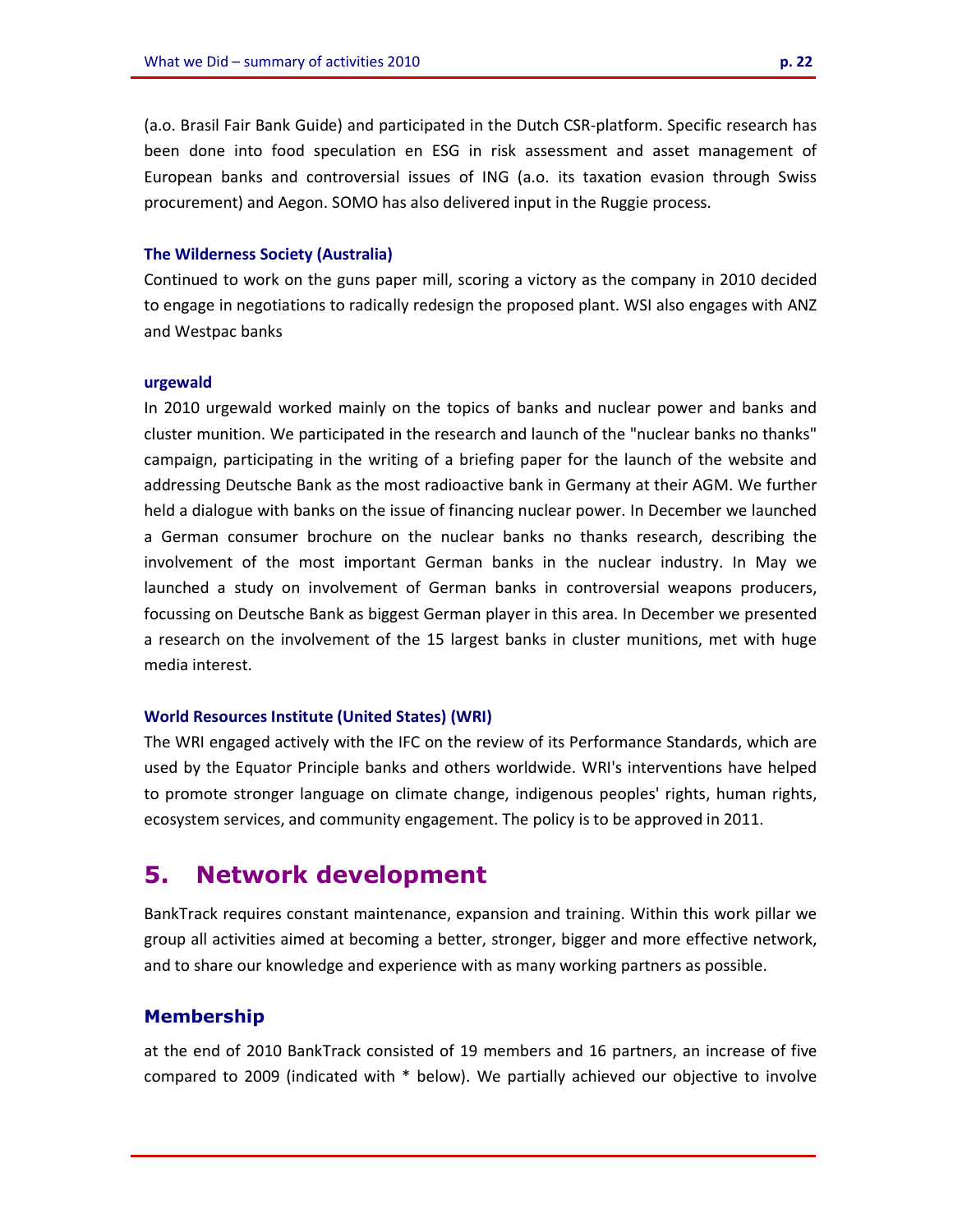(a.o. Brasil Fair Bank Guide) and participated in the Dutch CSR-platform. Specific research has been done into food speculation en ESG in risk assessment and asset management of European banks and controversial issues of ING (a.o. its taxation evasion through Swiss procurement) and Aegon. SOMO has also delivered input in the Ruggie process.

#### The Wilderness Society (Australia)

Continued to work on the guns paper mill, scoring a victory as the company in 2010 decided to engage in negotiations to radically redesign the proposed plant. WSI also engages with ANZ and Westpac banks

#### urgewald

In 2010 urgewald worked mainly on the topics of banks and nuclear power and banks and cluster munition. We participated in the research and launch of the "nuclear banks no thanks" campaign, participating in the writing of a briefing paper for the launch of the website and addressing Deutsche Bank as the most radioactive bank in Germany at their AGM. We further held a dialogue with banks on the issue of financing nuclear power. In December we launched a German consumer brochure on the nuclear banks no thanks research, describing the involvement of the most important German banks in the nuclear industry. In May we launched a study on involvement of German banks in controversial weapons producers, focussing on Deutsche Bank as biggest German player in this area. In December we presented a research on the involvement of the 15 largest banks in cluster munitions, met with huge media interest.

#### World Resources Institute (United States) (WRI)

The WRI engaged actively with the IFC on the review of its Performance Standards, which are used by the Equator Principle banks and others worldwide. WRI's interventions have helped to promote stronger language on climate change, indigenous peoples' rights, human rights, ecosystem services, and community engagement. The policy is to be approved in 2011.

# 5. Network development

BankTrack requires constant maintenance, expansion and training. Within this work pillar we group all activities aimed at becoming a better, stronger, bigger and more effective network, and to share our knowledge and experience with as many working partners as possible.

## Membership

at the end of 2010 BankTrack consisted of 19 members and 16 partners, an increase of five compared to 2009 (indicated with * below). We partially achieved our objective to involve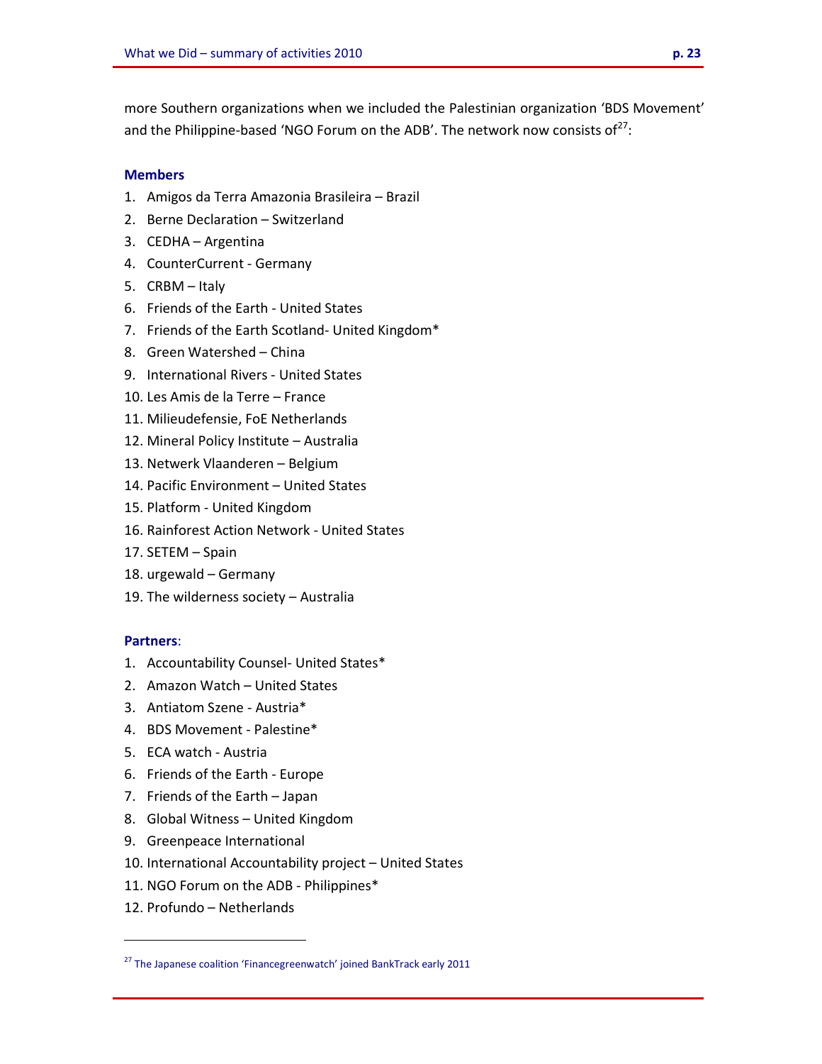more Southern organizations when we included the Palestinian organization 'BDS Movement' and the Philippine-based 'NGO Forum on the ADB'. The network now consists of[27]:

**Members**

1. Amigos da Terra Amazonia Brasileira – Brazil
2. Berne Declaration – Switzerland
3. CEDHA – Argentina
4. CounterCurrent - Germany
5. CRBM – Italy
6. Friends of the Earth - United States
7. Friends of the Earth Scotland- United Kingdom*
8. Green Watershed – China
9. International Rivers - United States
10. Les Amis de la Terre – France
11. Milieudefensie, FoE Netherlands
12. Mineral Policy Institute – Australia
13. Netwerk Vlaanderen – Belgium
14. Pacific Environment – United States
15. Platform - United Kingdom
16. Rainforest Action Network - United States
17. SETEM – Spain
18. urgewald – Germany
19. The wilderness society – Australia

**Partners**:

1. Accountability Counsel- United States*
2. Amazon Watch – United States
3. Antiatom Szene - Austria*
4. BDS Movement - Palestine*
5. ECA watch - Austria
6. Friends of the Earth - Europe
7. Friends of the Earth – Japan
8. Global Witness – United Kingdom
9. Greenpeace International
10. International Accountability project – United States
11. NGO Forum on the ADB - Philippines*
12. Profundo – Netherlands

[27] The Japanese coalition 'Financegreenwatch' joined BankTrack early 2011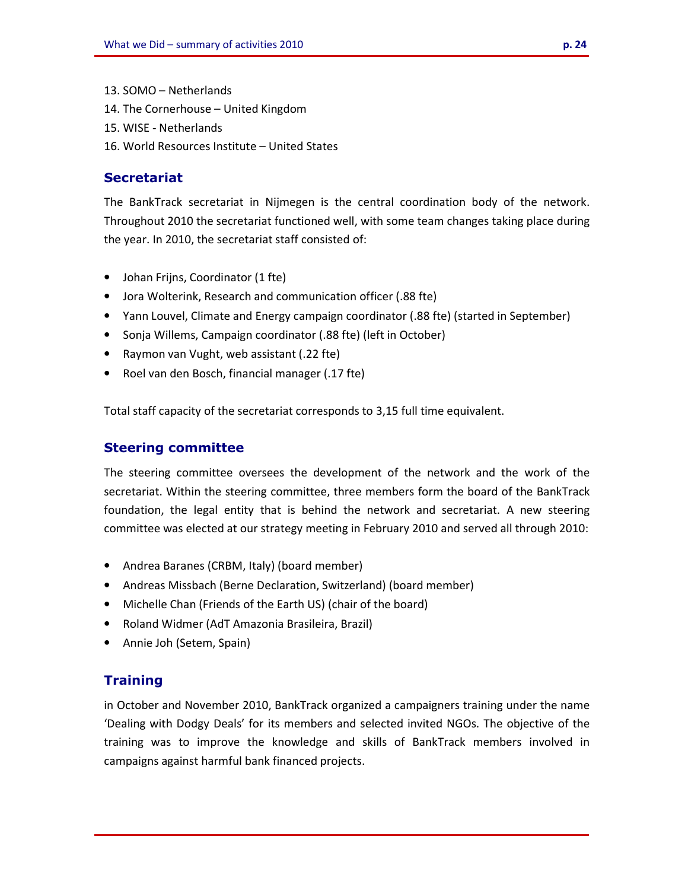13. SOMO – Netherlands
14. The Cornerhouse – United Kingdom
15. WISE - Netherlands
16. World Resources Institute – United States

## Secretariat

The BankTrack secretariat in Nijmegen is the central coordination body of the network. Throughout 2010 the secretariat functioned well, with some team changes taking place during the year. In 2010, the secretariat staff consisted of:

- Johan Frijns, Coordinator (1 fte)
- Jora Wolterink, Research and communication officer (.88 fte)
- Yann Louvel, Climate and Energy campaign coordinator (.88 fte) (started in September)
- Sonja Willems, Campaign coordinator (.88 fte) (left in October)
- Raymon van Vught, web assistant (.22 fte)
- Roel van den Bosch, financial manager (.17 fte)

Total staff capacity of the secretariat corresponds to 3,15 full time equivalent.

## Steering committee

The steering committee oversees the development of the network and the work of the secretariat. Within the steering committee, three members form the board of the BankTrack foundation, the legal entity that is behind the network and secretariat. A new steering committee was elected at our strategy meeting in February 2010 and served all through 2010:

- Andrea Baranes (CRBM, Italy) (board member)
- Andreas Missbach (Berne Declaration, Switzerland) (board member)
- Michelle Chan (Friends of the Earth US) (chair of the board)
- Roland Widmer (AdT Amazonia Brasileira, Brazil)
- Annie Joh (Setem, Spain)

## Training

in October and November 2010, BankTrack organized a campaigners training under the name 'Dealing with Dodgy Deals' for its members and selected invited NGOs. The objective of the training was to improve the knowledge and skills of BankTrack members involved in campaigns against harmful bank financed projects.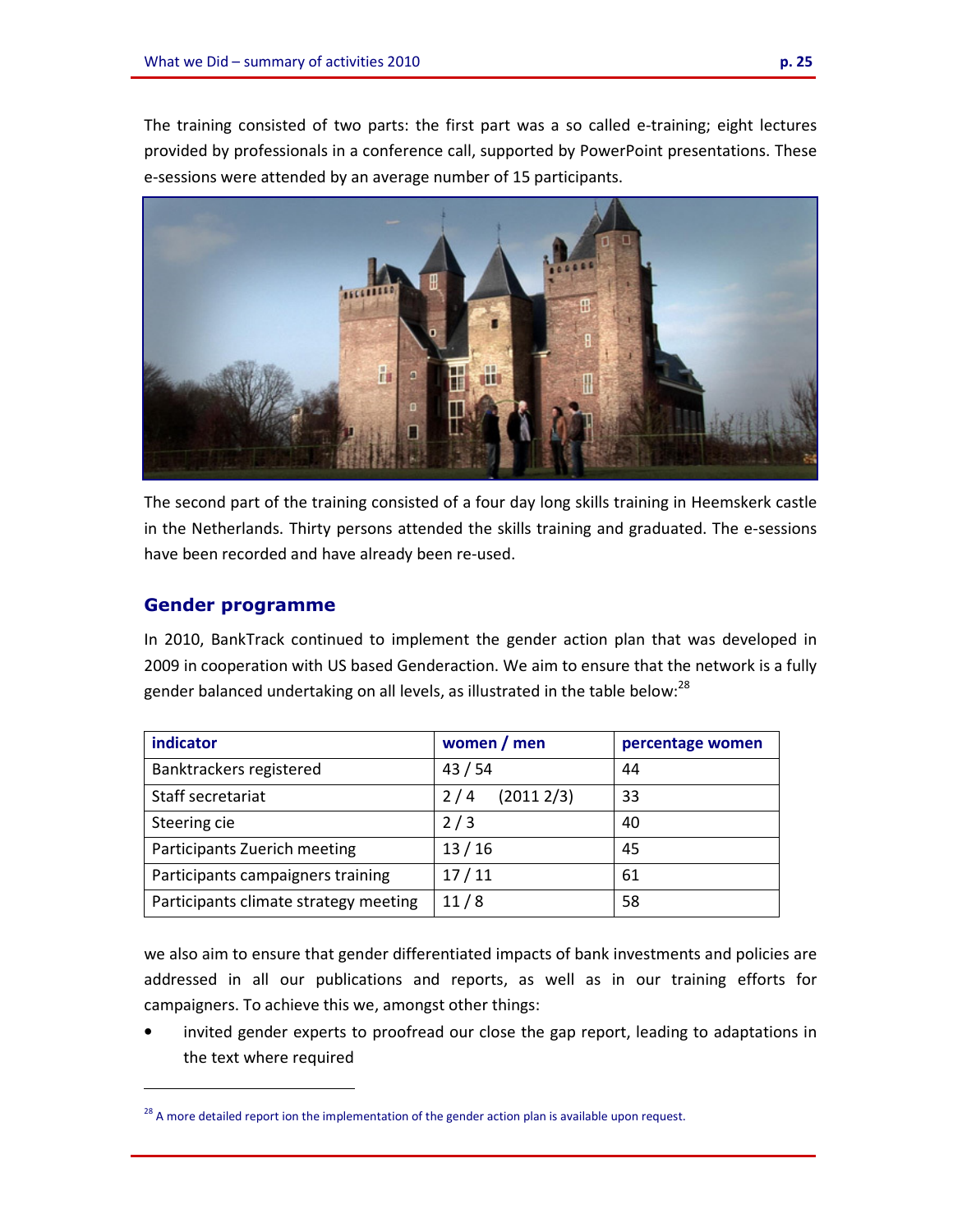The training consisted of two parts: the first part was a so called e-training; eight lectures provided by professionals in a conference call, supported by PowerPoint presentations. These e-sessions were attended by an average number of 15 participants.

The second part of the training consisted of a four day long skills training in Heemskerk castle in the Netherlands. Thirty persons attended the skills training and graduated. The e-sessions have been recorded and have already been re-used.

## Gender programme

In 2010, BankTrack continued to implement the gender action plan that was developed in 2009 in cooperation with US based Genderaction. We aim to ensure that the network is a fully gender balanced undertaking on all levels, as illustrated in the table below:[28]

| indicator | women / men | percentage women |
|---|---|---|
| Banktrackers registered | 43 / 54 | 44 |
| Staff secretariat | 2 / 4 (2011 2/3) | 33 |
| Steering cie | 2 / 3 | 40 |
| Participants Zuerich meeting | 13 / 16 | 45 |
| Participants campaigners training | 17 / 11 | 61 |
| Participants climate strategy meeting | 11 / 8 | 58 |

we also aim to ensure that gender differentiated impacts of bank investments and policies are addressed in all our publications and reports, as well as in our training efforts for campaigners. To achieve this we, amongst other things:

- invited gender experts to proofread our close the gap report, leading to adaptations in the text where required

[28] A more detailed report ion the implementation of the gender action plan is available upon request.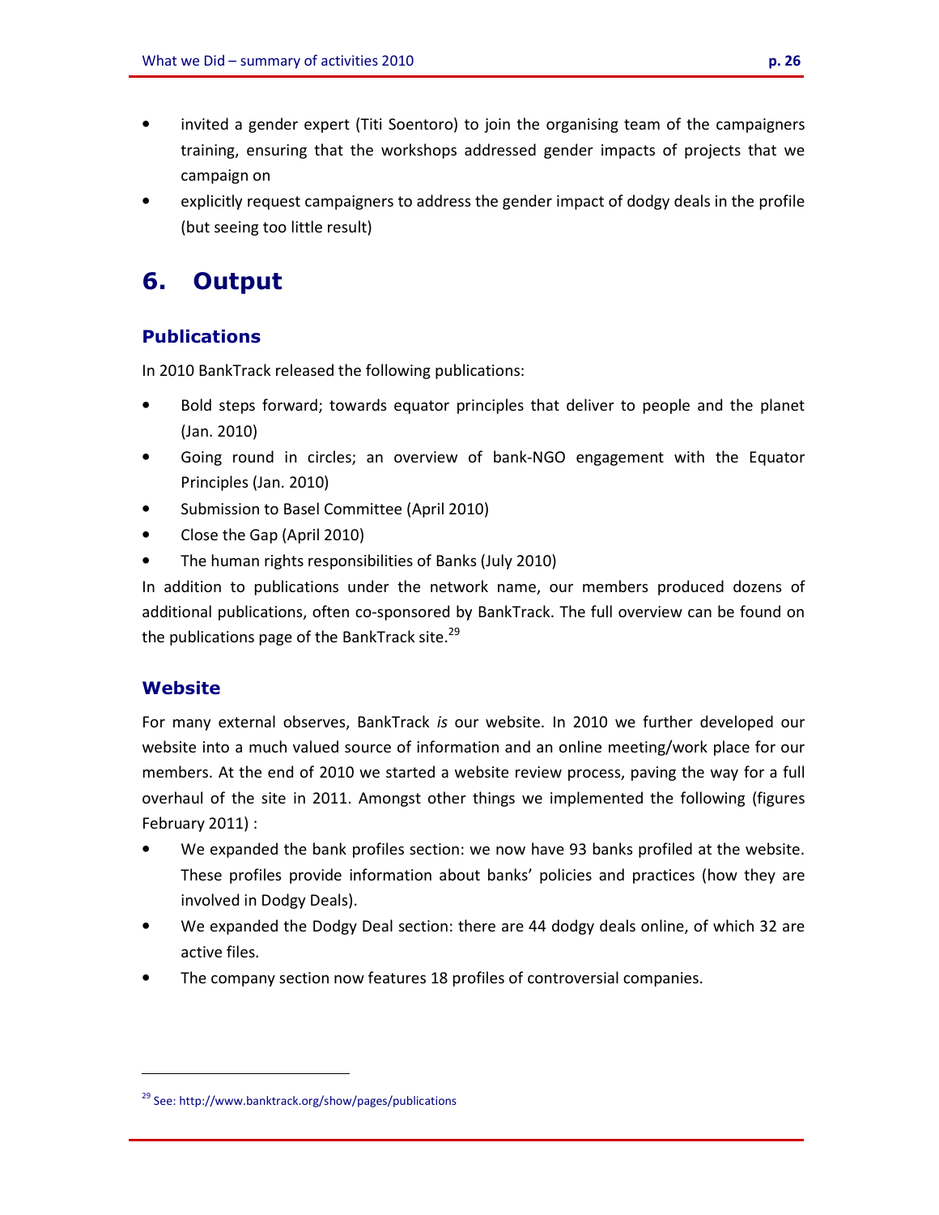- invited a gender expert (Titi Soentoro) to join the organising team of the campaigners training, ensuring that the workshops addressed gender impacts of projects that we campaign on
- explicitly request campaigners to address the gender impact of dodgy deals in the profile (but seeing too little result)

# 6. Output

## Publications

In 2010 BankTrack released the following publications:

- Bold steps forward; towards equator principles that deliver to people and the planet (Jan. 2010)
- Going round in circles; an overview of bank-NGO engagement with the Equator Principles (Jan. 2010)
- Submission to Basel Committee (April 2010)
- Close the Gap (April 2010)
- The human rights responsibilities of Banks (July 2010)

In addition to publications under the network name, our members produced dozens of additional publications, often co-sponsored by BankTrack. The full overview can be found on the publications page of the BankTrack site.[29]

## Website

For many external observes, BankTrack *is* our website. In 2010 we further developed our website into a much valued source of information and an online meeting/work place for our members. At the end of 2010 we started a website review process, paving the way for a full overhaul of the site in 2011. Amongst other things we implemented the following (figures February 2011) :

- We expanded the bank profiles section: we now have 93 banks profiled at the website. These profiles provide information about banks' policies and practices (how they are involved in Dodgy Deals).
- We expanded the Dodgy Deal section: there are 44 dodgy deals online, of which 32 are active files.
- The company section now features 18 profiles of controversial companies.

[29] See: http://www.banktrack.org/show/pages/publications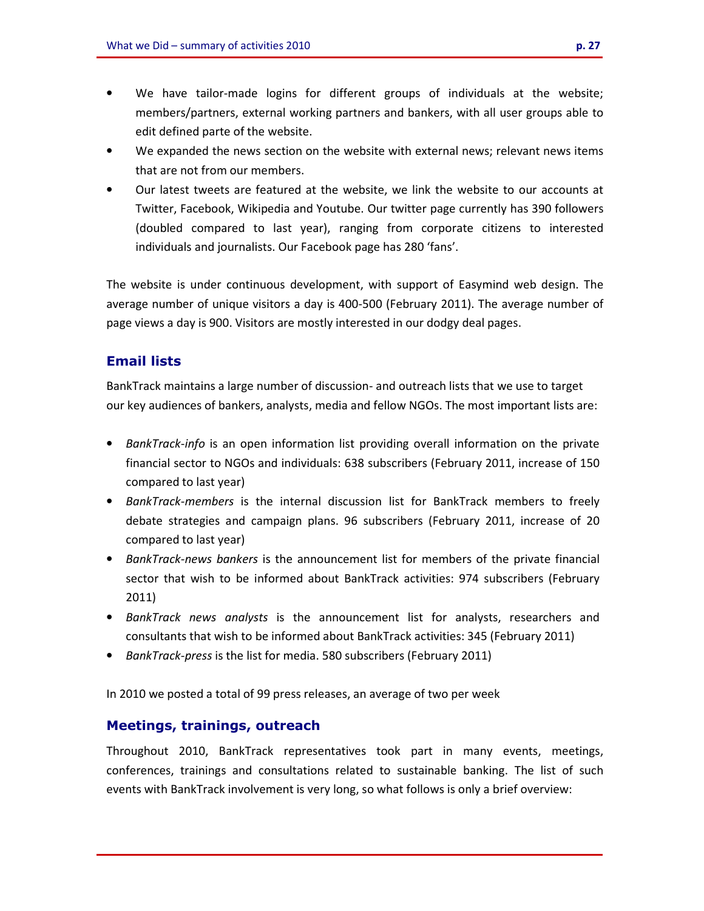- We have tailor-made logins for different groups of individuals at the website; members/partners, external working partners and bankers, with all user groups able to edit defined parte of the website.
- We expanded the news section on the website with external news; relevant news items that are not from our members.
- Our latest tweets are featured at the website, we link the website to our accounts at Twitter, Facebook, Wikipedia and Youtube. Our twitter page currently has 390 followers (doubled compared to last year), ranging from corporate citizens to interested individuals and journalists. Our Facebook page has 280 'fans'.

The website is under continuous development, with support of Easymind web design. The average number of unique visitors a day is 400-500 (February 2011). The average number of page views a day is 900. Visitors are mostly interested in our dodgy deal pages.

## Email lists

BankTrack maintains a large number of discussion- and outreach lists that we use to target our key audiences of bankers, analysts, media and fellow NGOs. The most important lists are:

- *BankTrack-info* is an open information list providing overall information on the private financial sector to NGOs and individuals: 638 subscribers (February 2011, increase of 150 compared to last year)
- *BankTrack-members* is the internal discussion list for BankTrack members to freely debate strategies and campaign plans. 96 subscribers (February 2011, increase of 20 compared to last year)
- *BankTrack-news bankers* is the announcement list for members of the private financial sector that wish to be informed about BankTrack activities: 974 subscribers (February 2011)
- *BankTrack news analysts* is the announcement list for analysts, researchers and consultants that wish to be informed about BankTrack activities: 345 (February 2011)
- *BankTrack-press* is the list for media. 580 subscribers (February 2011)

In 2010 we posted a total of 99 press releases, an average of two per week

## Meetings, trainings, outreach

Throughout 2010, BankTrack representatives took part in many events, meetings, conferences, trainings and consultations related to sustainable banking. The list of such events with BankTrack involvement is very long, so what follows is only a brief overview: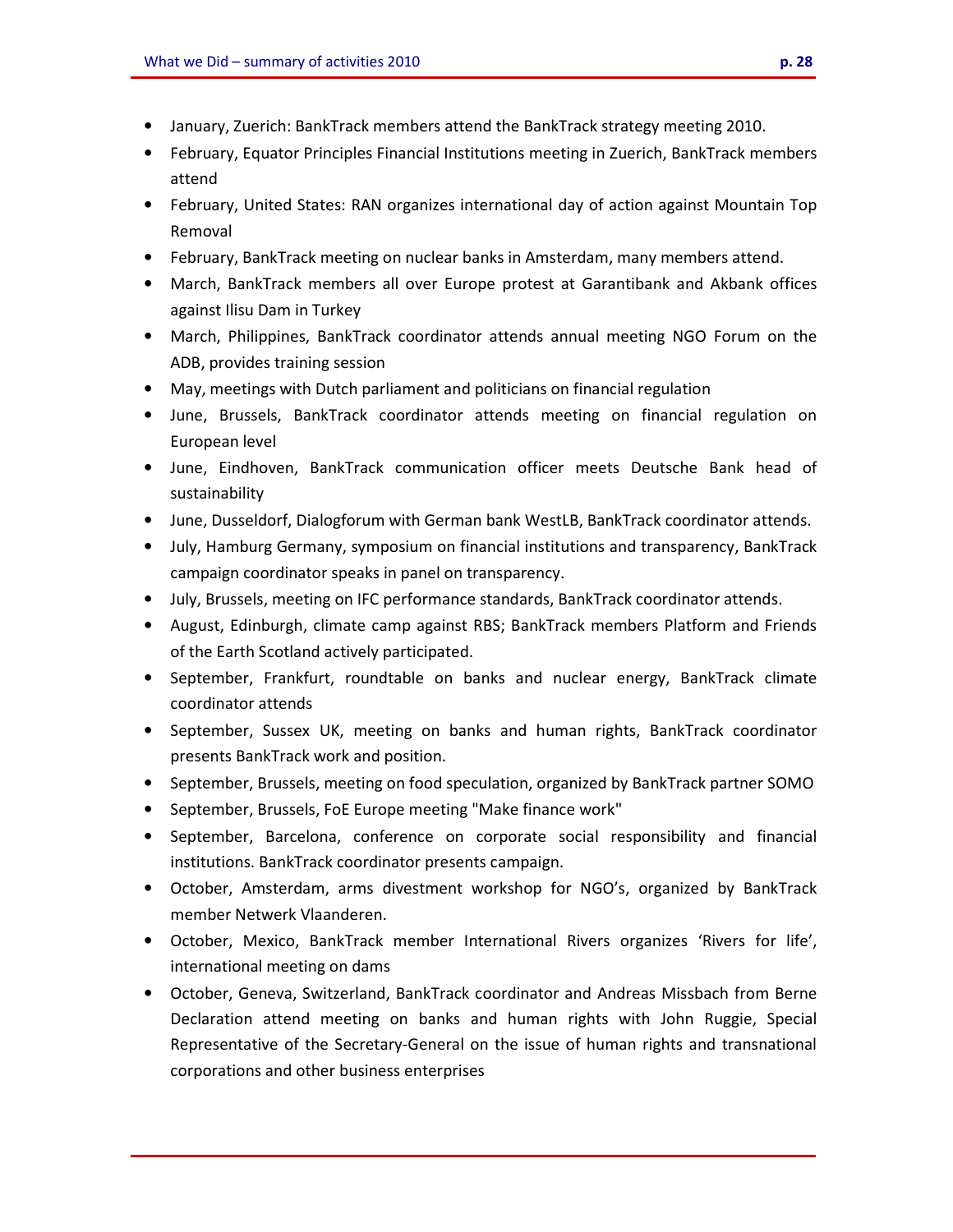- January, Zuerich: BankTrack members attend the BankTrack strategy meeting 2010.
- February, Equator Principles Financial Institutions meeting in Zuerich, BankTrack members attend
- February, United States: RAN organizes international day of action against Mountain Top Removal
- February, BankTrack meeting on nuclear banks in Amsterdam, many members attend.
- March, BankTrack members all over Europe protest at Garantibank and Akbank offices against Ilisu Dam in Turkey
- March, Philippines, BankTrack coordinator attends annual meeting NGO Forum on the ADB, provides training session
- May, meetings with Dutch parliament and politicians on financial regulation
- June, Brussels, BankTrack coordinator attends meeting on financial regulation on European level
- June, Eindhoven, BankTrack communication officer meets Deutsche Bank head of sustainability
- June, Dusseldorf, Dialogforum with German bank WestLB, BankTrack coordinator attends.
- July, Hamburg Germany, symposium on financial institutions and transparency, BankTrack campaign coordinator speaks in panel on transparency.
- July, Brussels, meeting on IFC performance standards, BankTrack coordinator attends.
- August, Edinburgh, climate camp against RBS; BankTrack members Platform and Friends of the Earth Scotland actively participated.
- September, Frankfurt, roundtable on banks and nuclear energy, BankTrack climate coordinator attends
- September, Sussex UK, meeting on banks and human rights, BankTrack coordinator presents BankTrack work and position.
- September, Brussels, meeting on food speculation, organized by BankTrack partner SOMO
- September, Brussels, FoE Europe meeting "Make finance work"
- September, Barcelona, conference on corporate social responsibility and financial institutions. BankTrack coordinator presents campaign.
- October, Amsterdam, arms divestment workshop for NGO's, organized by BankTrack member Netwerk Vlaanderen.
- October, Mexico, BankTrack member International Rivers organizes 'Rivers for life', international meeting on dams
- October, Geneva, Switzerland, BankTrack coordinator and Andreas Missbach from Berne Declaration attend meeting on banks and human rights with John Ruggie, Special Representative of the Secretary-General on the issue of human rights and transnational corporations and other business enterprises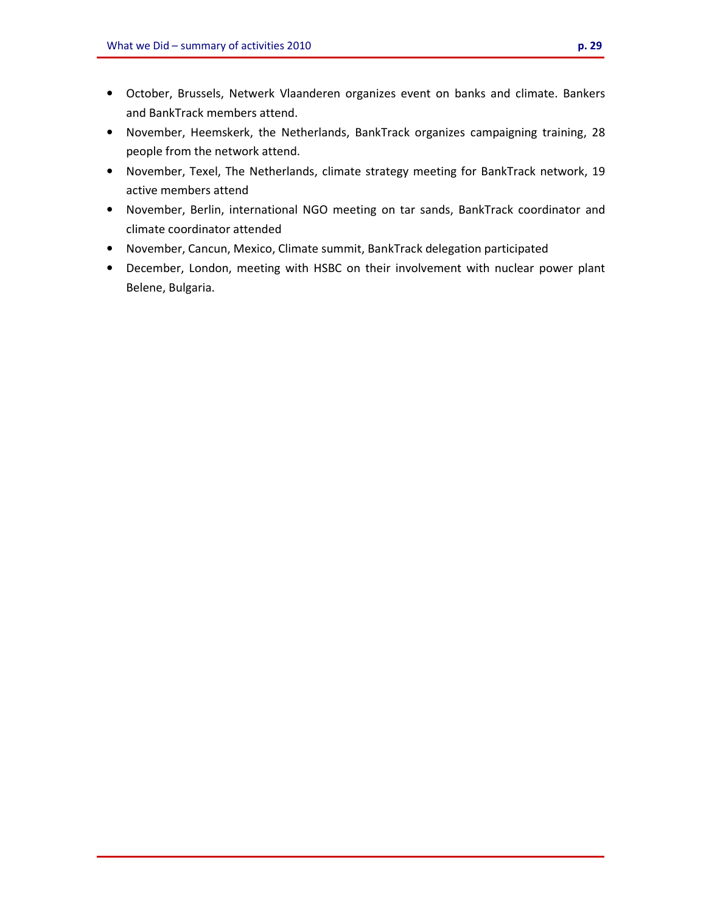- October, Brussels, Netwerk Vlaanderen organizes event on banks and climate. Bankers and BankTrack members attend.
- November, Heemskerk, the Netherlands, BankTrack organizes campaigning training, 28 people from the network attend.
- November, Texel, The Netherlands, climate strategy meeting for BankTrack network, 19 active members attend
- November, Berlin, international NGO meeting on tar sands, BankTrack coordinator and climate coordinator attended
- November, Cancun, Mexico, Climate summit, BankTrack delegation participated
- December, London, meeting with HSBC on their involvement with nuclear power plant Belene, Bulgaria.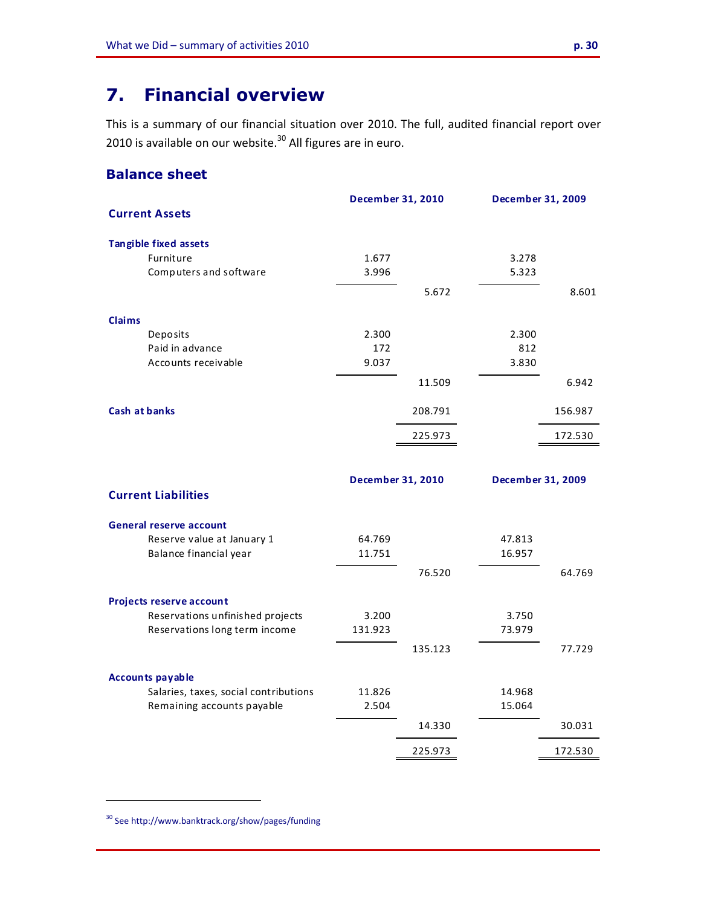# 7. Financial overview

This is a summary of our financial situation over 2010. The full, audited financial report over 2010 is available on our website.[30] All figures are in euro.

## Balance sheet

| | December 31, 2010 | | December 31, 2009 | |
|---|---|---|---|---|
| **Current Assets** | | | | |
| **Tangible fixed assets** | | | | |
| Furniture | 1.677 | | 3.278 | |
| Computers and software | 3.996 | | 5.323 | |
| | | 5.672 | | 8.601 |
| **Claims** | | | | |
| Deposits | 2.300 | | 2.300 | |
| Paid in advance | 172 | | 812 | |
| Accounts receivable | 9.037 | | 3.830 | |
| | | 11.509 | | 6.942 |
| **Cash at banks** | | 208.791 | | 156.987 |
| | | 225.973 | | 172.530 |

| | December 31, 2010 | | December 31, 2009 | |
|---|---|---|---|---|
| **Current Liabilities** | | | | |
| **General reserve account** | | | | |
| Reserve value at January 1 | 64.769 | | 47.813 | |
| Balance financial year | 11.751 | | 16.957 | |
| | | 76.520 | | 64.769 |
| **Projects reserve account** | | | | |
| Reservations unfinished projects | 3.200 | | 3.750 | |
| Reservations long term income | 131.923 | | 73.979 | |
| | | 135.123 | | 77.729 |
| **Accounts payable** | | | | |
| Salaries, taxes, social contributions | 11.826 | | 14.968 | |
| Remaining accounts payable | 2.504 | | 15.064 | |
| | | 14.330 | | 30.031 |
| | | 225.973 | | 172.530 |

[30] See http://www.banktrack.org/show/pages/funding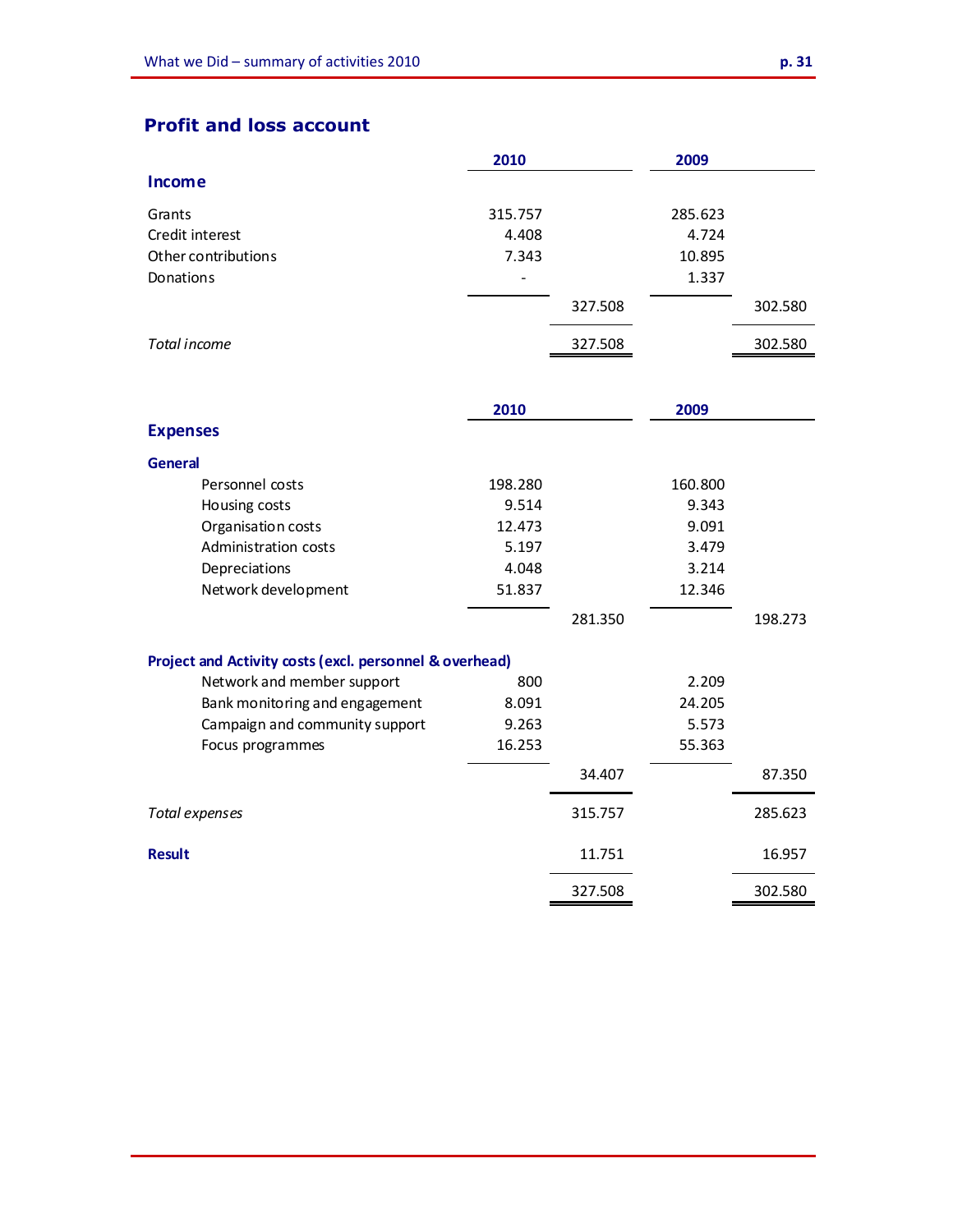## Profit and loss account

| | 2010 | | 2009 | |
|---|---|---|---|---|
| **Income** | | | | |
| Grants | 315.757 | | 285.623 | |
| Credit interest | 4.408 | | 4.724 | |
| Other contributions | 7.343 | | 10.895 | |
| Donations | - | | 1.337 | |
| | | 327.508 | | 302.580 |
| *Total income* | | 327.508 | | 302.580 |

| | 2010 | | 2009 | |
|---|---|---|---|---|
| **Expenses** | | | | |
| **General** | | | | |
| Personnel costs | 198.280 | | 160.800 | |
| Housing costs | 9.514 | | 9.343 | |
| Organisation costs | 12.473 | | 9.091 | |
| Administration costs | 5.197 | | 3.479 | |
| Depreciations | 4.048 | | 3.214 | |
| Network development | 51.837 | | 12.346 | |
| | | 281.350 | | 198.273 |
| **Project and Activity costs (excl. personnel & overhead)** | | | | |
| Network and member support | 800 | | 2.209 | |
| Bank monitoring and engagement | 8.091 | | 24.205 | |
| Campaign and community support | 9.263 | | 5.573 | |
| Focus programmes | 16.253 | | 55.363 | |
| | | 34.407 | | 87.350 |
| *Total expenses* | | 315.757 | | 285.623 |
| **Result** | | 11.751 | | 16.957 |
| | | 327.508 | | 302.580 |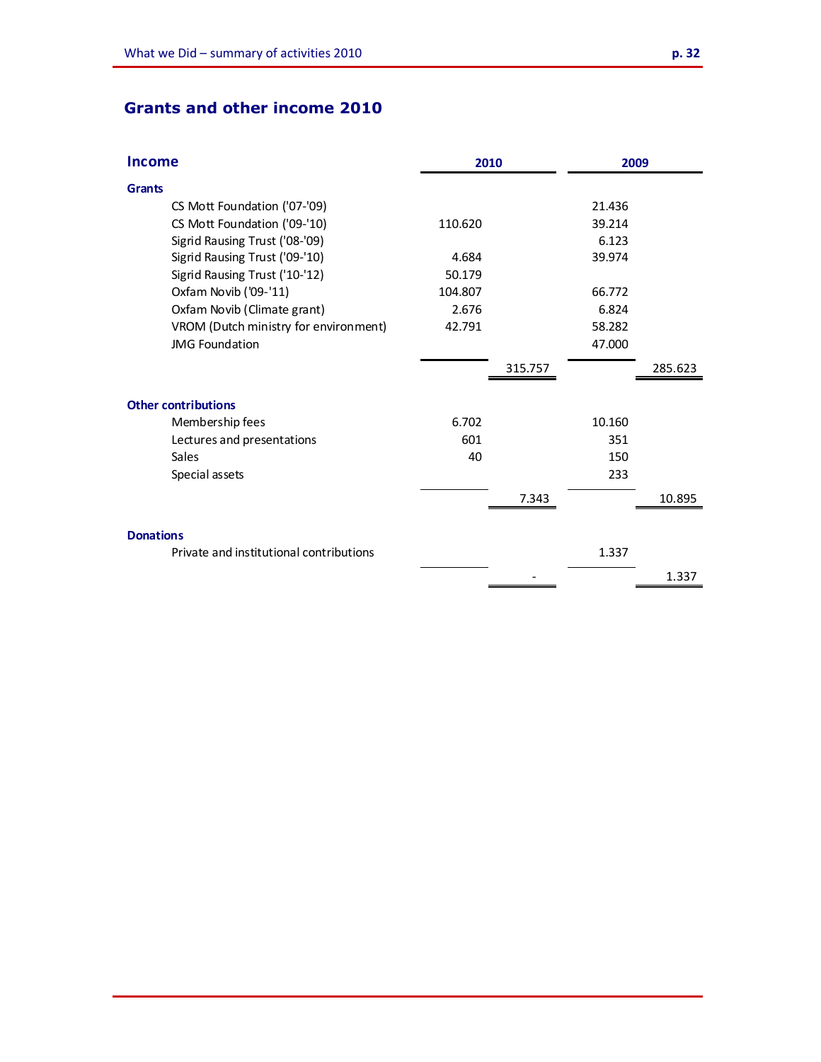## Grants and other income 2010

| Income | 2010 | | 2009 | |
|---|---|---|---|---|
| **Grants** | | | | |
| CS Mott Foundation ('07-'09) | | | 21.436 | |
| CS Mott Foundation ('09-'10) | 110.620 | | 39.214 | |
| Sigrid Rausing Trust ('08-'09) | | | 6.123 | |
| Sigrid Rausing Trust ('09-'10) | 4.684 | | 39.974 | |
| Sigrid Rausing Trust ('10-'12) | 50.179 | | | |
| Oxfam Novib ('09-'11) | 104.807 | | 66.772 | |
| Oxfam Novib (Climate grant) | 2.676 | | 6.824 | |
| VROM (Dutch ministry for environment) | 42.791 | | 58.282 | |
| JMG Foundation | | | 47.000 | |
| | | 315.757 | | 285.623 |
| **Other contributions** | | | | |
| Membership fees | 6.702 | | 10.160 | |
| Lectures and presentations | 601 | | 351 | |
| Sales | 40 | | 150 | |
| Special assets | | | 233 | |
| | | 7.343 | | 10.895 |
| **Donations** | | | | |
| Private and institutional contributions | | | 1.337 | |
| | | - | | 1.337 |